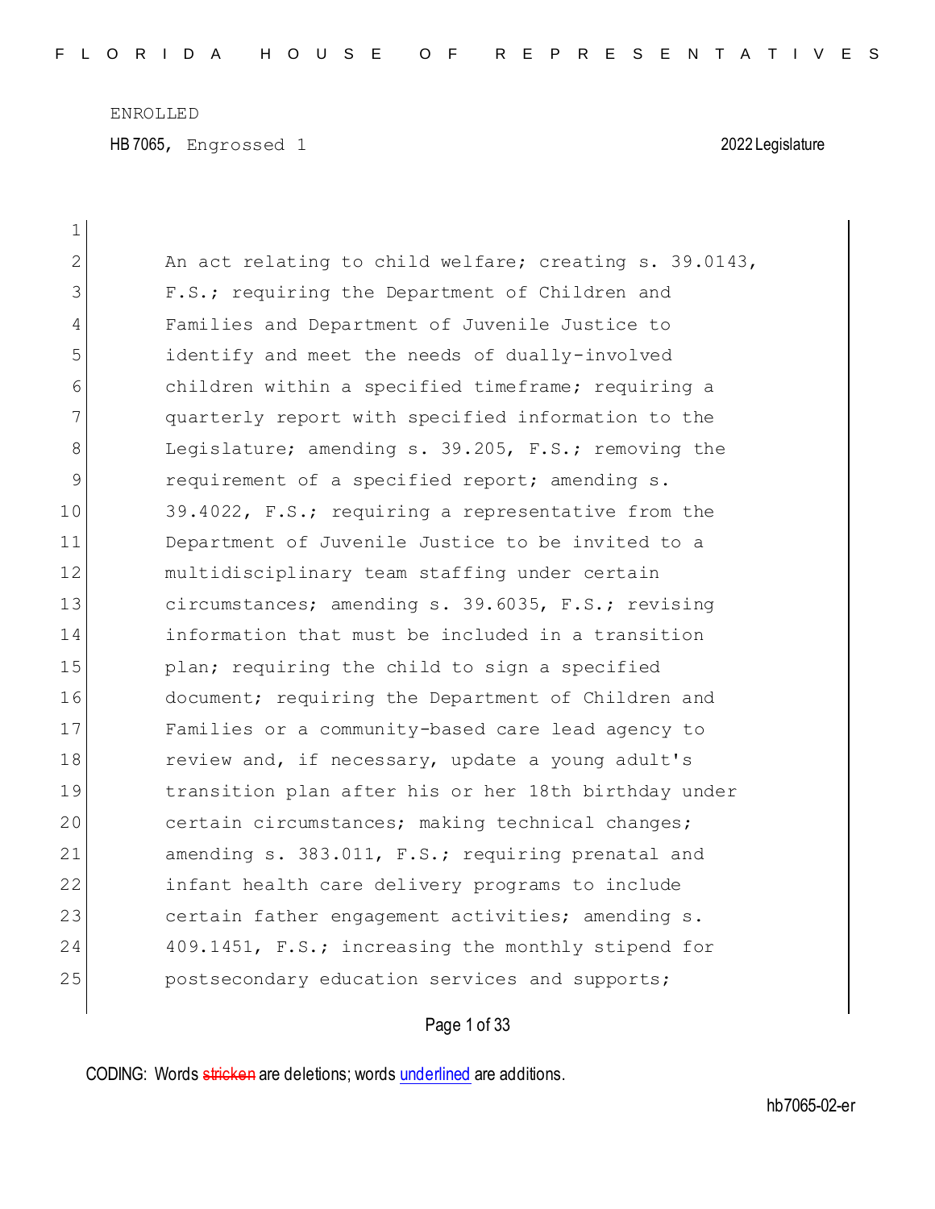ENROLLED

HB 7065, Engrossed 1 2022 Legislature

An act relating to child welfare; creating s. 39.0143, F.S.; requiring the Department of Children and Families and Department of Juvenile Justice to identify and meet the needs of dually-involved children within a specified timeframe; requiring a quarterly report with specified information to the Legislature; amending s. 39.205, F.S.; removing the requirement of a specified report; amending s. 39.4022, F.S.; requiring a representative from the Department of Juvenile Justice to be invited to a multidisciplinary team staffing under certain circumstances; amending s. 39.6035, F.S.; revising information that must be included in a transition plan; requiring the child to sign a specified document; requiring the Department of Children and Families or a community-based care lead agency to review and, if necessary, update a young adult's transition plan after his or her 18th birthday under certain circumstances; making technical changes; amending s. 383.011, F.S.; requiring prenatal and infant health care delivery programs to include certain father engagement activities; amending s. 409.1451, F.S.; increasing the monthly stipend for postsecondary education services and supports;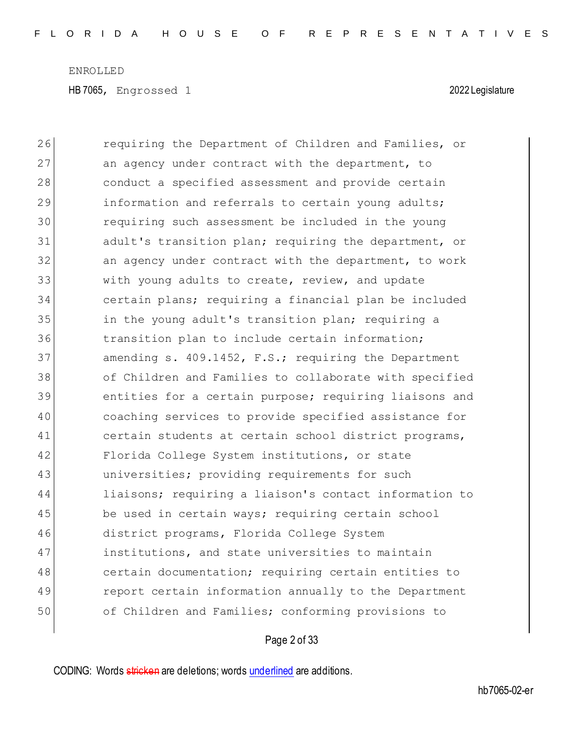requiring the Department of Children and Families, or an agency under contract with the department, to conduct a specified assessment and provide certain information and referrals to certain young adults; requiring such assessment be included in the young adult's transition plan; requiring the department, or an agency under contract with the department, to work with young adults to create, review, and update certain plans; requiring a financial plan be included in the young adult's transition plan; requiring a transition plan to include certain information; amending s. 409.1452, F.S.; requiring the Department of Children and Families to collaborate with specified entities for a certain purpose; requiring liaisons and coaching services to provide specified assistance for certain students at certain school district programs, Florida College System institutions, or state universities; providing requirements for such liaisons; requiring a liaison's contact information to be used in certain ways; requiring certain school district programs, Florida College System institutions, and state universities to maintain certain documentation; requiring certain entities to report certain information annually to the Department of Children and Families; conforming provisions to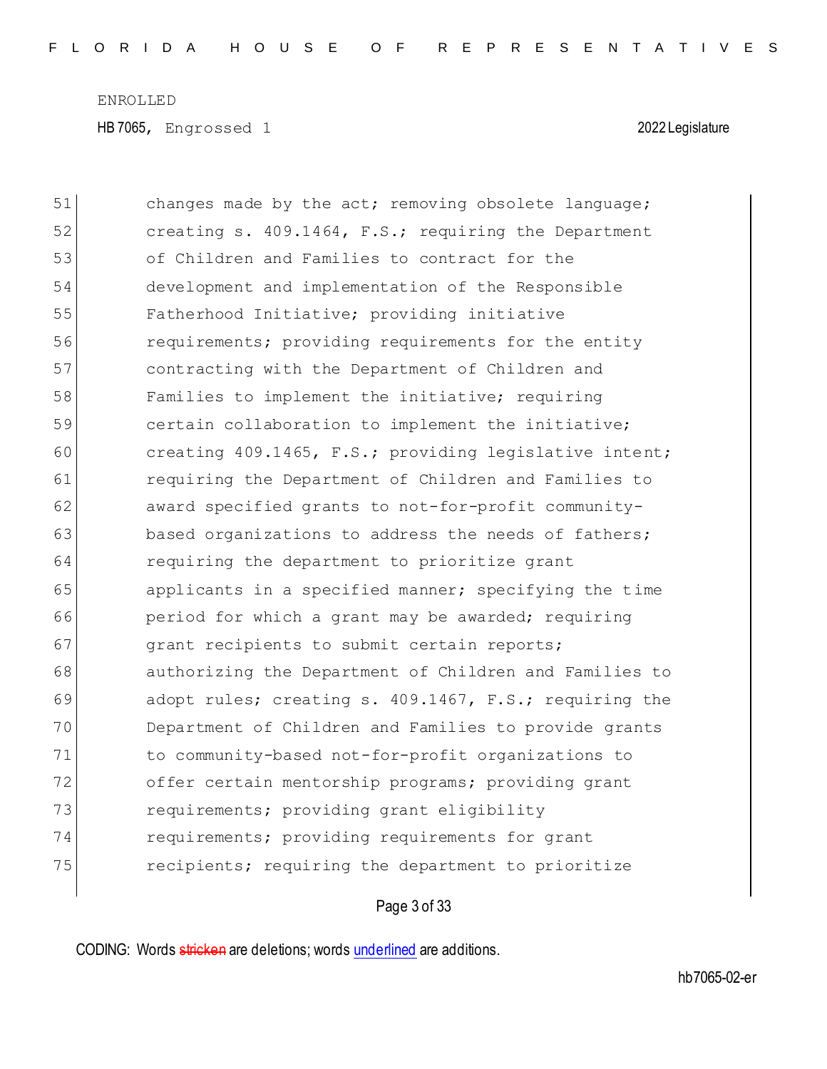changes made by the act; removing obsolete language; creating s. 409.1464, F.S.; requiring the Department of Children and Families to contract for the development and implementation of the Responsible Fatherhood Initiative; providing initiative requirements; providing requirements for the entity contracting with the Department of Children and Families to implement the initiative; requiring certain collaboration to implement the initiative; creating 409.1465, F.S.; providing legislative intent; requiring the Department of Children and Families to award specified grants to not-for-profit community-based organizations to address the needs of fathers; requiring the department to prioritize grant applicants in a specified manner; specifying the time period for which a grant may be awarded; requiring grant recipients to submit certain reports; authorizing the Department of Children and Families to adopt rules; creating s. 409.1467, F.S.; requiring the Department of Children and Families to provide grants to community-based not-for-profit organizations to offer certain mentorship programs; providing grant requirements; providing grant eligibility requirements; providing requirements for grant recipients; requiring the department to prioritize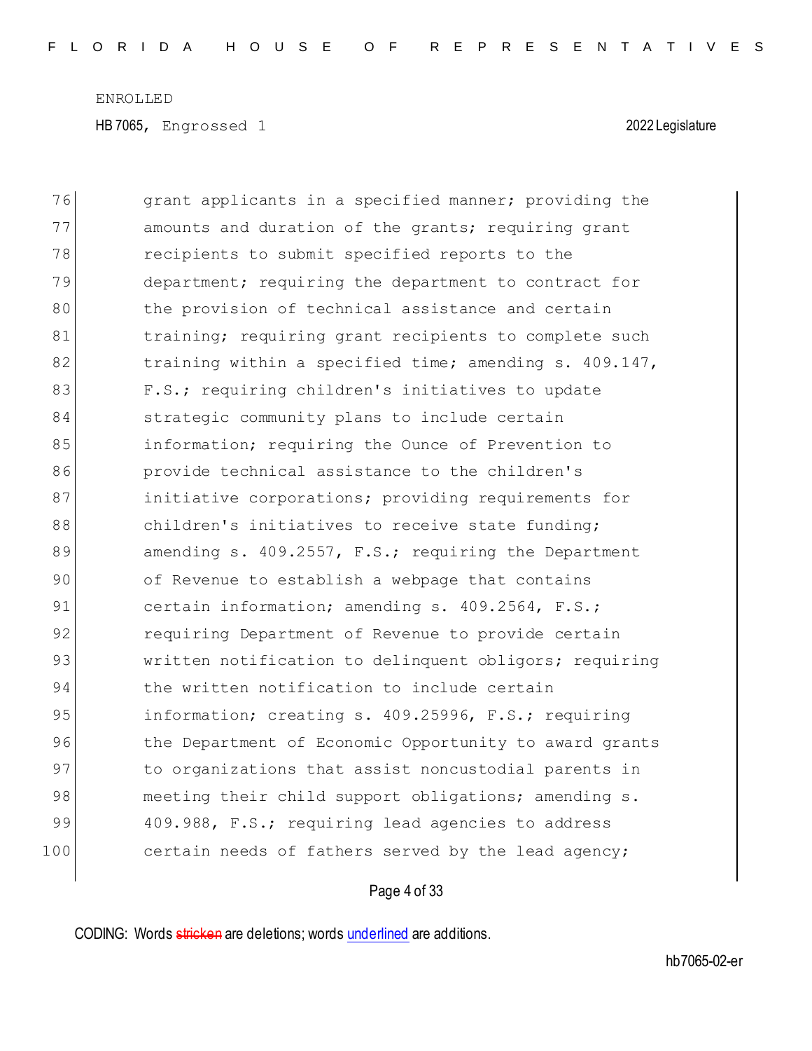76 grant applicants in a specified manner; providing the
77 amounts and duration of the grants; requiring grant
78 recipients to submit specified reports to the
79 department; requiring the department to contract for
80 the provision of technical assistance and certain
81 training; requiring grant recipients to complete such
82 training within a specified time; amending s. 409.147,
83 F.S.; requiring children's initiatives to update
84 strategic community plans to include certain
85 information; requiring the Ounce of Prevention to
86 provide technical assistance to the children's
87 initiative corporations; providing requirements for
88 children's initiatives to receive state funding;
89 amending s. 409.2557, F.S.; requiring the Department
90 of Revenue to establish a webpage that contains
91 certain information; amending s. 409.2564, F.S.;
92 requiring Department of Revenue to provide certain
93 written notification to delinquent obligors; requiring
94 the written notification to include certain
95 information; creating s. 409.25996, F.S.; requiring
96 the Department of Economic Opportunity to award grants
97 to organizations that assist noncustodial parents in
98 meeting their child support obligations; amending s.
99 409.988, F.S.; requiring lead agencies to address
100 certain needs of fathers served by the lead agency;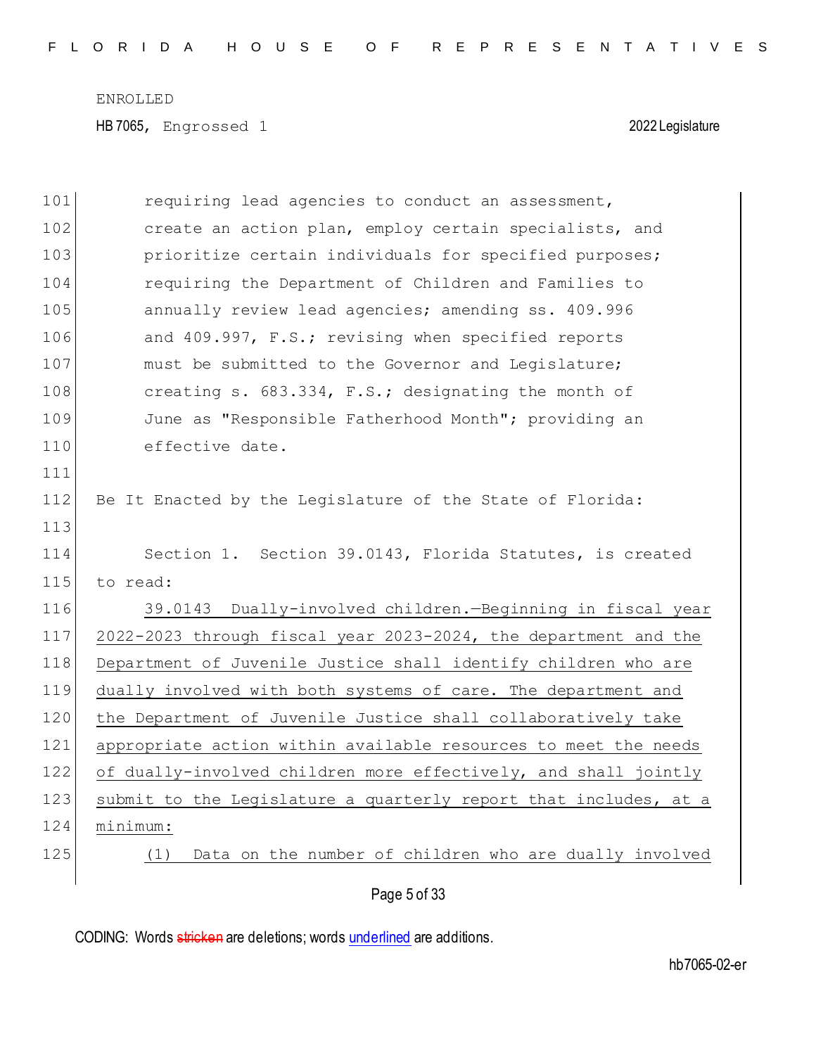requiring lead agencies to conduct an assessment, create an action plan, employ certain specialists, and prioritize certain individuals for specified purposes; requiring the Department of Children and Families to annually review lead agencies; amending ss. 409.996 and 409.997, F.S.; revising when specified reports must be submitted to the Governor and Legislature; creating s. 683.334, F.S.; designating the month of June as "Responsible Fatherhood Month"; providing an effective date.

Be It Enacted by the Legislature of the State of Florida:

Section 1. Section 39.0143, Florida Statutes, is created to read:

39.0143 Dually-involved children.—Beginning in fiscal year 2022-2023 through fiscal year 2023-2024, the department and the Department of Juvenile Justice shall identify children who are dually involved with both systems of care. The department and the Department of Juvenile Justice shall collaboratively take appropriate action within available resources to meet the needs of dually-involved children more effectively, and shall jointly submit to the Legislature a quarterly report that includes, at a minimum:

(1) Data on the number of children who are dually involved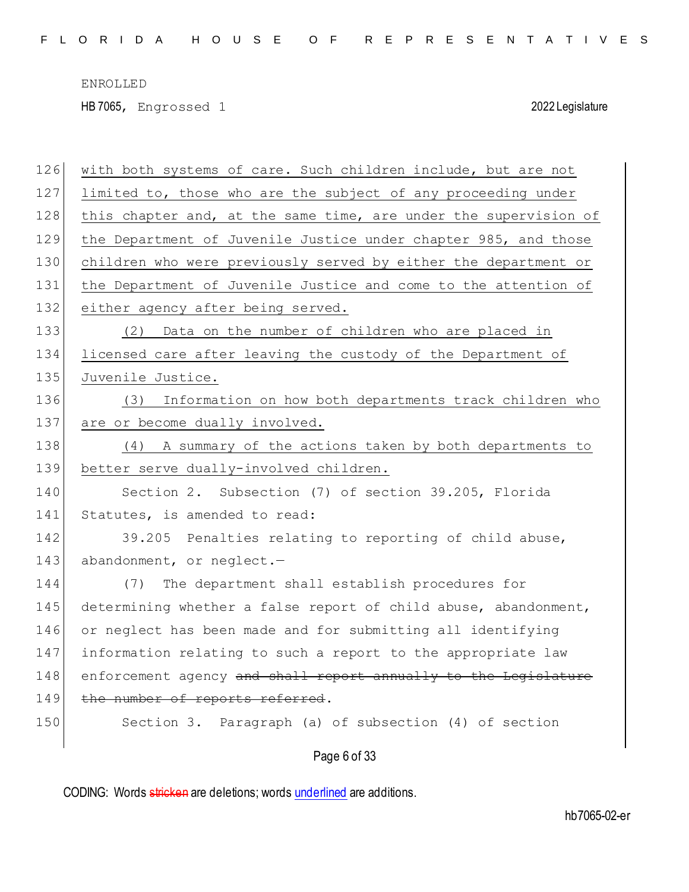with both systems of care. Such children include, but are not limited to, those who are the subject of any proceeding under this chapter and, at the same time, are under the supervision of the Department of Juvenile Justice under chapter 985, and those children who were previously served by either the department or the Department of Juvenile Justice and come to the attention of either agency after being served.

(2) Data on the number of children who are placed in licensed care after leaving the custody of the Department of Juvenile Justice.

(3) Information on how both departments track children who are or become dually involved.

(4) A summary of the actions taken by both departments to better serve dually-involved children.

Section 2. Subsection (7) of section 39.205, Florida Statutes, is amended to read:

39.205 Penalties relating to reporting of child abuse, abandonment, or neglect.—

(7) The department shall establish procedures for determining whether a false report of child abuse, abandonment, or neglect has been made and for submitting all identifying information relating to such a report to the appropriate law enforcement agency ~~and shall report annually to the Legislature the number of reports referred~~.

Section 3. Paragraph (a) of subsection (4) of section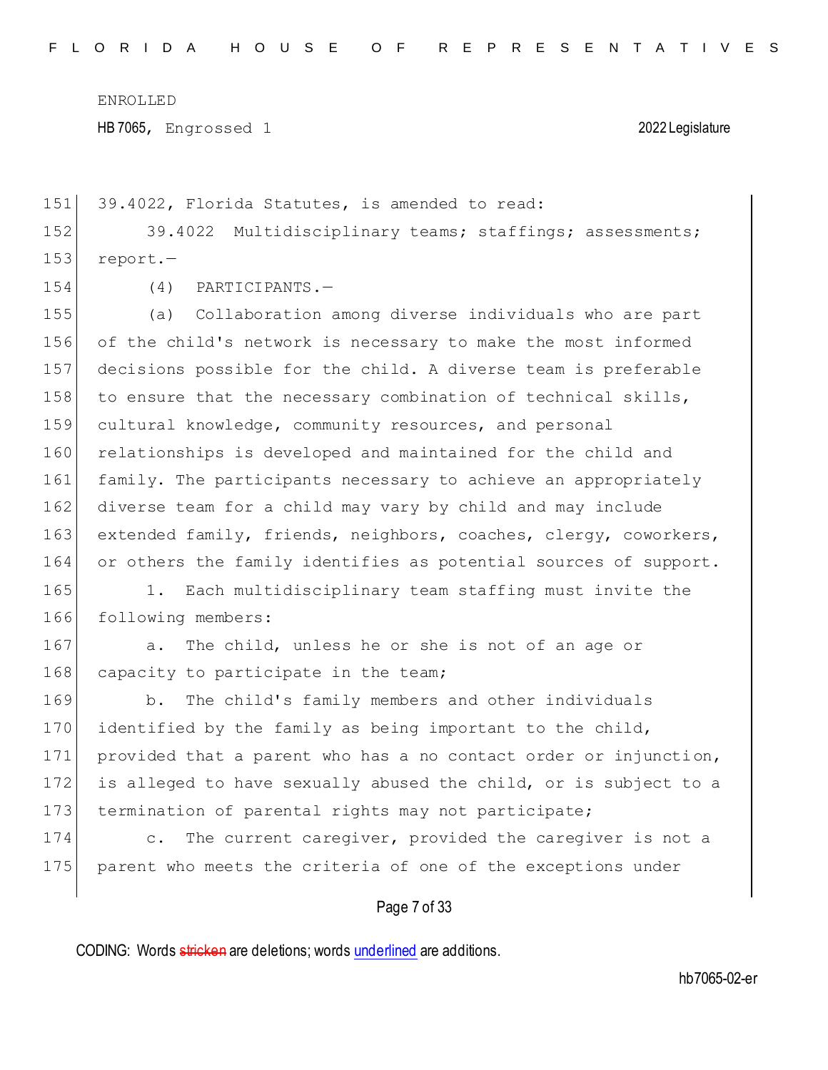39.4022, Florida Statutes, is amended to read:

39.4022 Multidisciplinary teams; staffings; assessments; report.—

(4) PARTICIPANTS.—

(a) Collaboration among diverse individuals who are part of the child's network is necessary to make the most informed decisions possible for the child. A diverse team is preferable to ensure that the necessary combination of technical skills, cultural knowledge, community resources, and personal relationships is developed and maintained for the child and family. The participants necessary to achieve an appropriately diverse team for a child may vary by child and may include extended family, friends, neighbors, coaches, clergy, coworkers, or others the family identifies as potential sources of support.

1. Each multidisciplinary team staffing must invite the following members:

a. The child, unless he or she is not of an age or capacity to participate in the team;

b. The child's family members and other individuals identified by the family as being important to the child, provided that a parent who has a no contact order or injunction, is alleged to have sexually abused the child, or is subject to a termination of parental rights may not participate;

c. The current caregiver, provided the caregiver is not a parent who meets the criteria of one of the exceptions under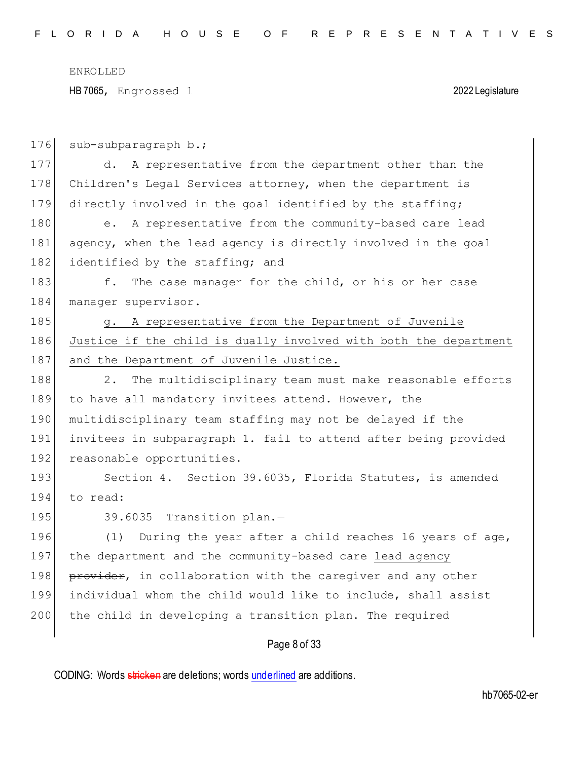sub-subparagraph b.;

d. A representative from the department other than the Children's Legal Services attorney, when the department is directly involved in the goal identified by the staffing;

e. A representative from the community-based care lead agency, when the lead agency is directly involved in the goal identified by the staffing; and

f. The case manager for the child, or his or her case manager supervisor.

<u>g. A representative from the Department of Juvenile Justice if the child is dually involved with both the department and the Department of Juvenile Justice.</u>

2. The multidisciplinary team must make reasonable efforts to have all mandatory invitees attend. However, the multidisciplinary team staffing may not be delayed if the invitees in subparagraph 1. fail to attend after being provided reasonable opportunities.

Section 4. Section 39.6035, Florida Statutes, is amended to read:

39.6035 Transition plan.—

(1) During the year after a child reaches 16 years of age, the department and the community-based care <u>lead agency</u> ~~provider~~, in collaboration with the caregiver and any other individual whom the child would like to include, shall assist the child in developing a transition plan. The required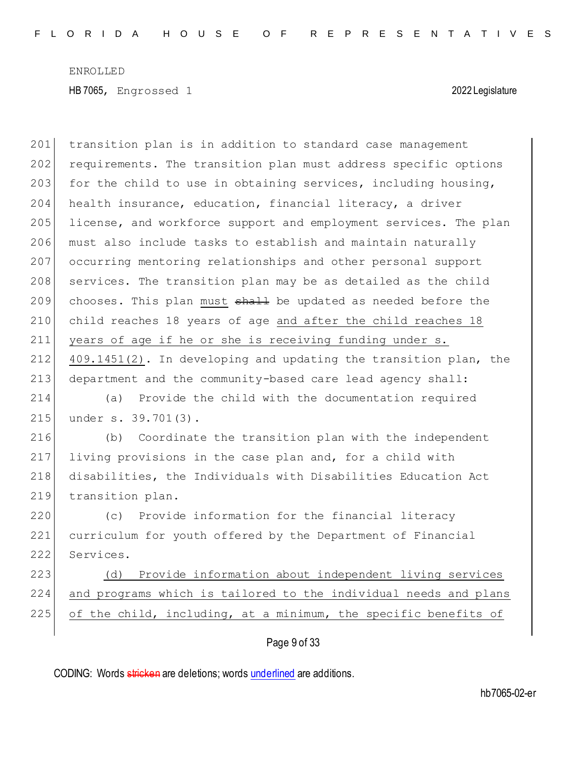transition plan is in addition to standard case management requirements. The transition plan must address specific options for the child to use in obtaining services, including housing, health insurance, education, financial literacy, a driver license, and workforce support and employment services. The plan must also include tasks to establish and maintain naturally occurring mentoring relationships and other personal support services. The transition plan may be as detailed as the child chooses. This plan must ~~shall~~ be updated as needed before the child reaches 18 years of age and after the child reaches 18 years of age if he or she is receiving funding under s. 409.1451(2). In developing and updating the transition plan, the department and the community-based care lead agency shall:

(a) Provide the child with the documentation required under s. 39.701(3).

(b) Coordinate the transition plan with the independent living provisions in the case plan and, for a child with disabilities, the Individuals with Disabilities Education Act transition plan.

(c) Provide information for the financial literacy curriculum for youth offered by the Department of Financial Services.

(d) Provide information about independent living services and programs which is tailored to the individual needs and plans of the child, including, at a minimum, the specific benefits of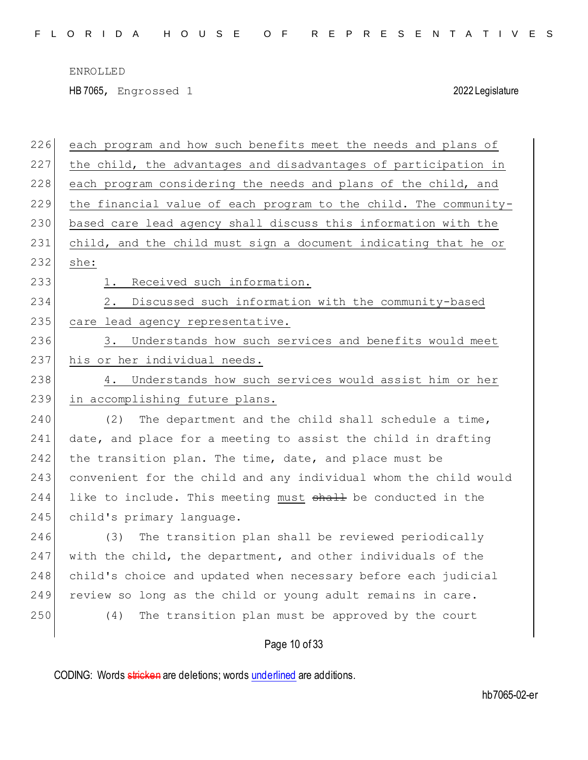each program and how such benefits meet the needs and plans of the child, the advantages and disadvantages of participation in each program considering the needs and plans of the child, and the financial value of each program to the child. The community-based care lead agency shall discuss this information with the child, and the child must sign a document indicating that he or she:

1. Received such information.

2. Discussed such information with the community-based care lead agency representative.

3. Understands how such services and benefits would meet his or her individual needs.

4. Understands how such services would assist him or her in accomplishing future plans.

(2) The department and the child shall schedule a time, date, and place for a meeting to assist the child in drafting the transition plan. The time, date, and place must be convenient for the child and any individual whom the child would like to include. This meeting must ~~shall~~ be conducted in the child's primary language.

(3) The transition plan shall be reviewed periodically with the child, the department, and other individuals of the child's choice and updated when necessary before each judicial review so long as the child or young adult remains in care.

(4) The transition plan must be approved by the court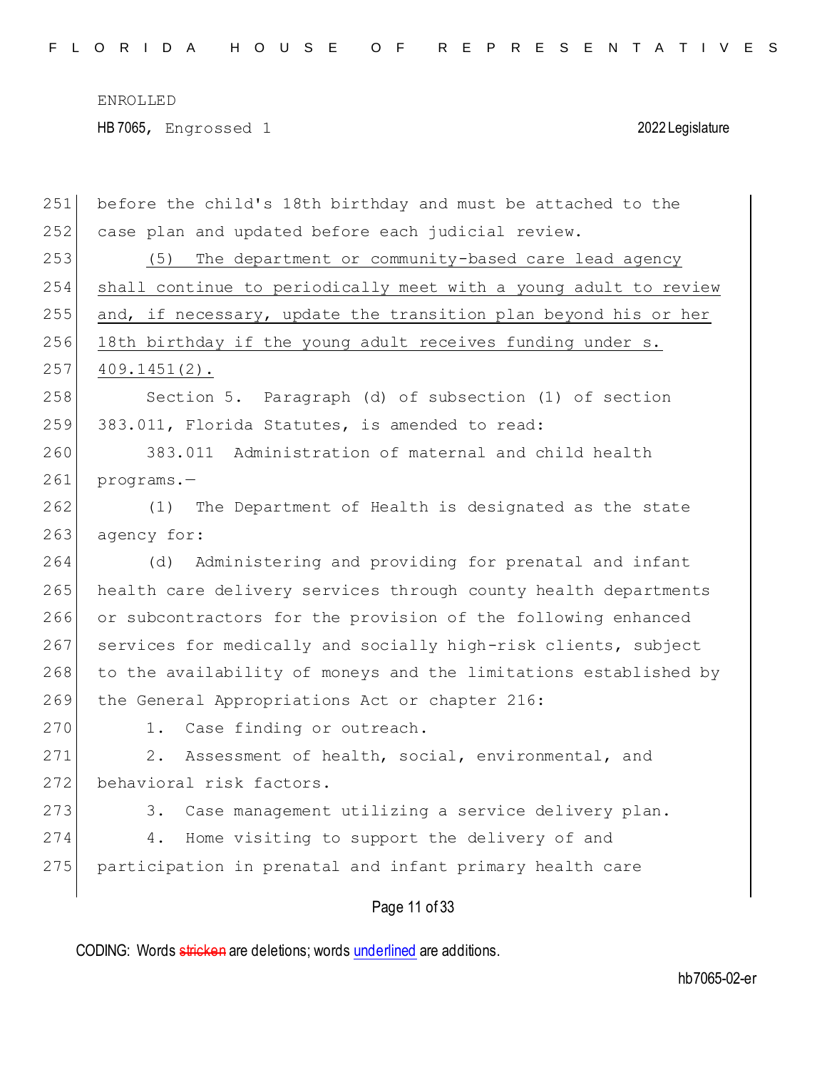before the child's 18th birthday and must be attached to the case plan and updated before each judicial review.

<u>(5) The department or community-based care lead agency shall continue to periodically meet with a young adult to review and, if necessary, update the transition plan beyond his or her 18th birthday if the young adult receives funding under s. 409.1451(2).</u>

Section 5. Paragraph (d) of subsection (1) of section 383.011, Florida Statutes, is amended to read:

383.011 Administration of maternal and child health programs.—

(1) The Department of Health is designated as the state agency for:

(d) Administering and providing for prenatal and infant health care delivery services through county health departments or subcontractors for the provision of the following enhanced services for medically and socially high-risk clients, subject to the availability of moneys and the limitations established by the General Appropriations Act or chapter 216:

1. Case finding or outreach.

2. Assessment of health, social, environmental, and behavioral risk factors.

3. Case management utilizing a service delivery plan.

4. Home visiting to support the delivery of and participation in prenatal and infant primary health care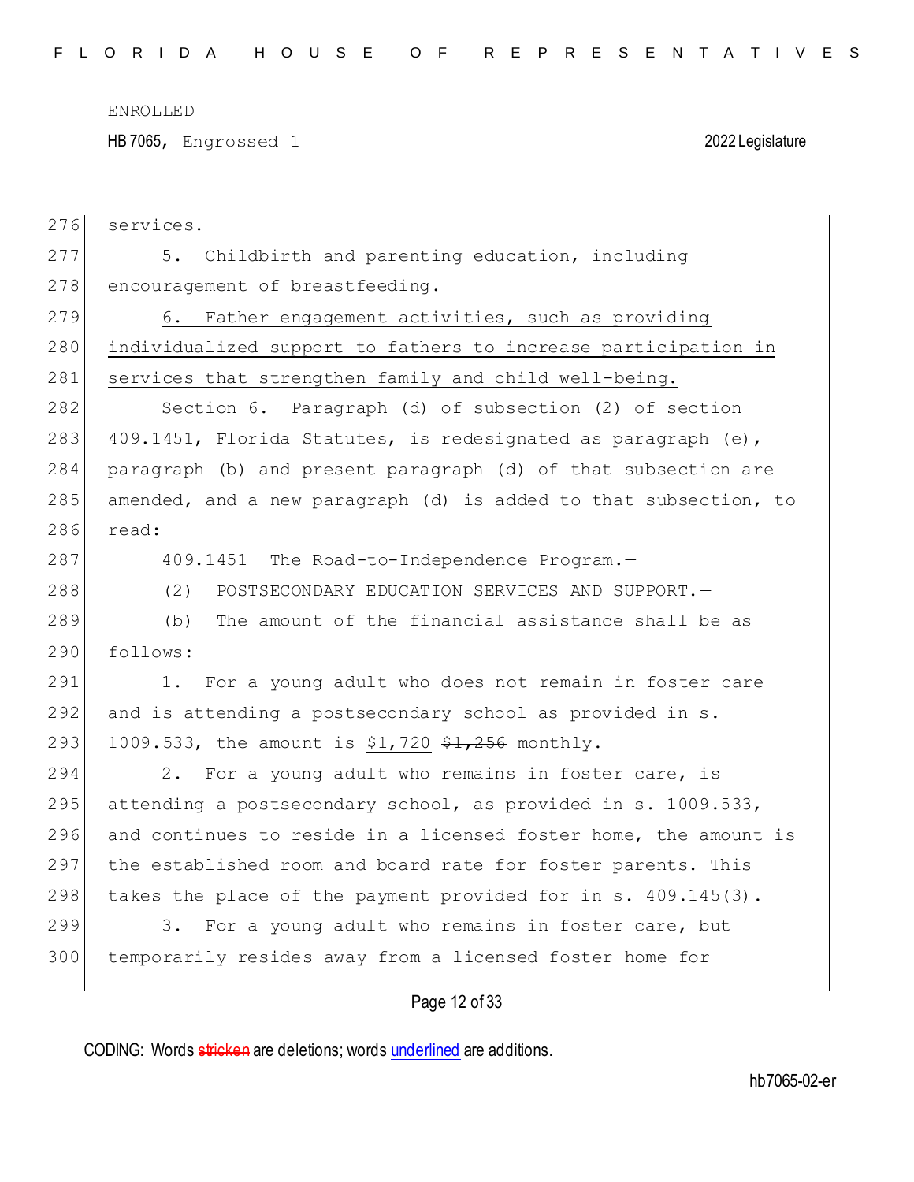services.

5. Childbirth and parenting education, including encouragement of breastfeeding.

<u>6. Father engagement activities, such as providing individualized support to fathers to increase participation in services that strengthen family and child well-being.</u>

Section 6. Paragraph (d) of subsection (2) of section 409.1451, Florida Statutes, is redesignated as paragraph (e), paragraph (b) and present paragraph (d) of that subsection are amended, and a new paragraph (d) is added to that subsection, to read:

409.1451 The Road-to-Independence Program.—

(2) POSTSECONDARY EDUCATION SERVICES AND SUPPORT.—

(b) The amount of the financial assistance shall be as follows:

1. For a young adult who does not remain in foster care and is attending a postsecondary school as provided in s. 1009.533, the amount is <u>$1,720</u> ~~$1,256~~ monthly.

2. For a young adult who remains in foster care, is attending a postsecondary school, as provided in s. 1009.533, and continues to reside in a licensed foster home, the amount is the established room and board rate for foster parents. This takes the place of the payment provided for in s. 409.145(3).

3. For a young adult who remains in foster care, but temporarily resides away from a licensed foster home for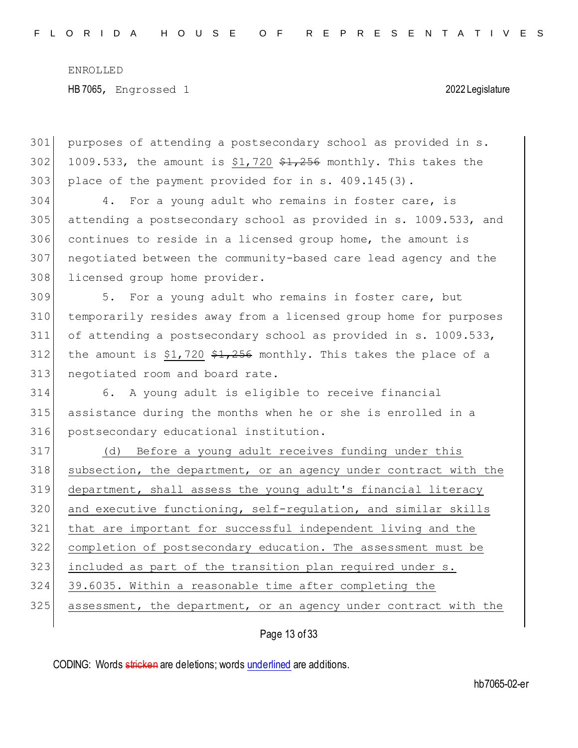purposes of attending a postsecondary school as provided in s. 1009.533, the amount is <u>$1,720</u> ~~$1,256~~ monthly. This takes the place of the payment provided for in s. 409.145(3).

4. For a young adult who remains in foster care, is attending a postsecondary school as provided in s. 1009.533, and continues to reside in a licensed group home, the amount is negotiated between the community-based care lead agency and the licensed group home provider.

5. For a young adult who remains in foster care, but temporarily resides away from a licensed group home for purposes of attending a postsecondary school as provided in s. 1009.533, the amount is <u>$1,720</u> ~~$1,256~~ monthly. This takes the place of a negotiated room and board rate.

6. A young adult is eligible to receive financial assistance during the months when he or she is enrolled in a postsecondary educational institution.

<u>(d) Before a young adult receives funding under this subsection, the department, or an agency under contract with the department, shall assess the young adult's financial literacy and executive functioning, self-regulation, and similar skills that are important for successful independent living and the completion of postsecondary education. The assessment must be included as part of the transition plan required under s. 39.6035. Within a reasonable time after completing the assessment, the department, or an agency under contract with the</u>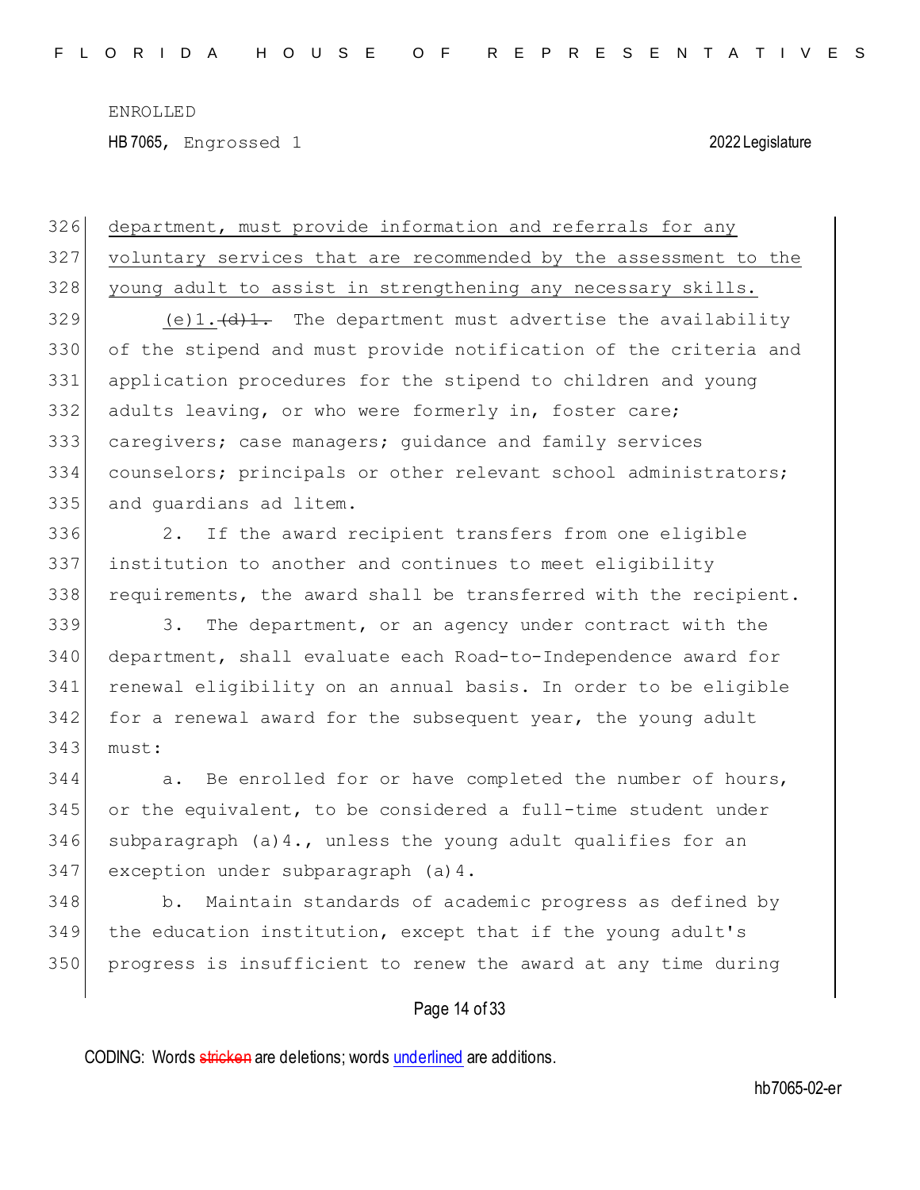department, must provide information and referrals for any voluntary services that are recommended by the assessment to the young adult to assist in strengthening any necessary skills.

(e)1. ~~(d)1.~~ The department must advertise the availability of the stipend and must provide notification of the criteria and application procedures for the stipend to children and young adults leaving, or who were formerly in, foster care; caregivers; case managers; guidance and family services counselors; principals or other relevant school administrators; and guardians ad litem.

2. If the award recipient transfers from one eligible institution to another and continues to meet eligibility requirements, the award shall be transferred with the recipient.

3. The department, or an agency under contract with the department, shall evaluate each Road-to-Independence award for renewal eligibility on an annual basis. In order to be eligible for a renewal award for the subsequent year, the young adult must:

a. Be enrolled for or have completed the number of hours, or the equivalent, to be considered a full-time student under subparagraph (a)4., unless the young adult qualifies for an exception under subparagraph (a)4.

b. Maintain standards of academic progress as defined by the education institution, except that if the young adult's progress is insufficient to renew the award at any time during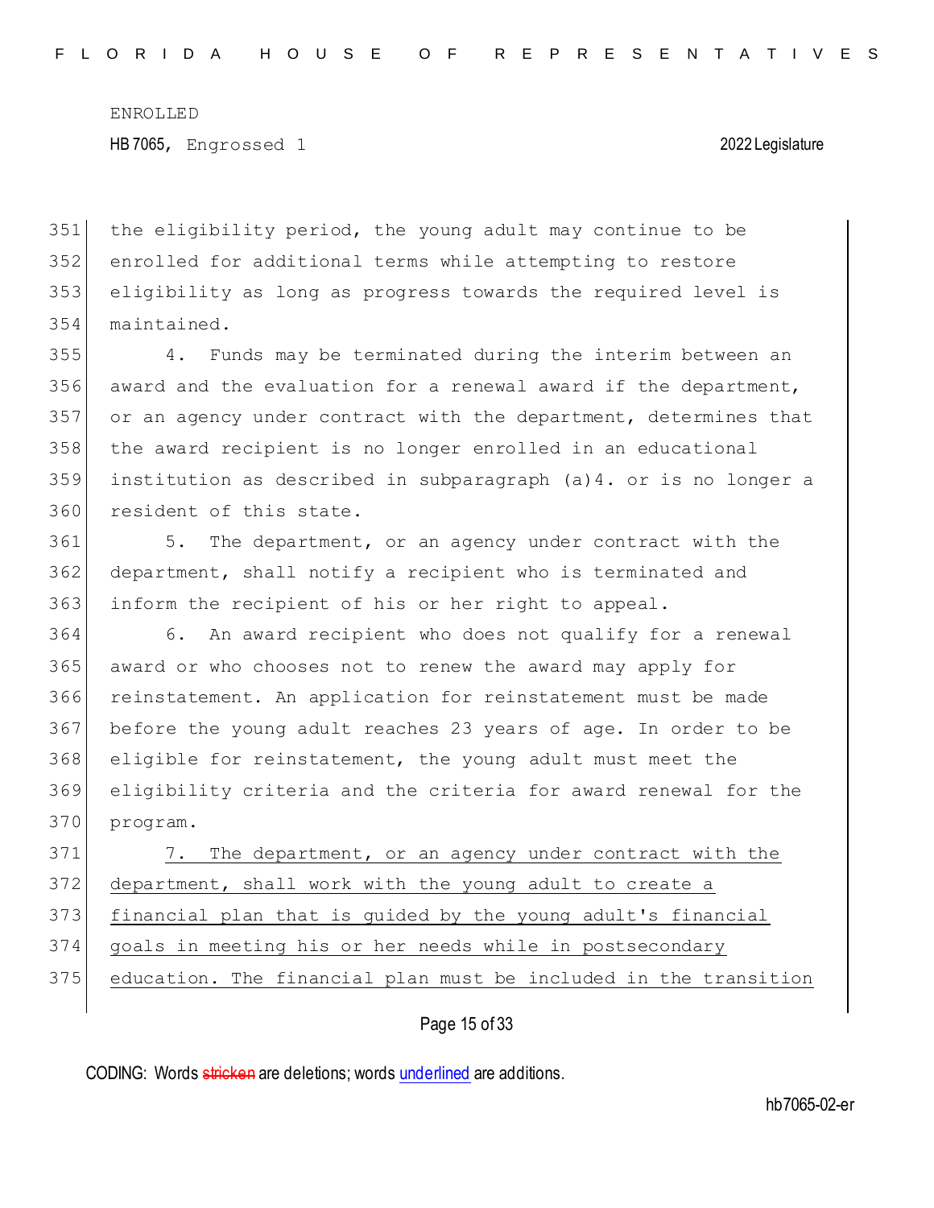the eligibility period, the young adult may continue to be enrolled for additional terms while attempting to restore eligibility as long as progress towards the required level is maintained.

4. Funds may be terminated during the interim between an award and the evaluation for a renewal award if the department, or an agency under contract with the department, determines that the award recipient is no longer enrolled in an educational institution as described in subparagraph (a)4. or is no longer a resident of this state.

5. The department, or an agency under contract with the department, shall notify a recipient who is terminated and inform the recipient of his or her right to appeal.

6. An award recipient who does not qualify for a renewal award or who chooses not to renew the award may apply for reinstatement. An application for reinstatement must be made before the young adult reaches 23 years of age. In order to be eligible for reinstatement, the young adult must meet the eligibility criteria and the criteria for award renewal for the program.

<u>7. The department, or an agency under contract with the department, shall work with the young adult to create a financial plan that is guided by the young adult's financial goals in meeting his or her needs while in postsecondary education. The financial plan must be included in the transition</u>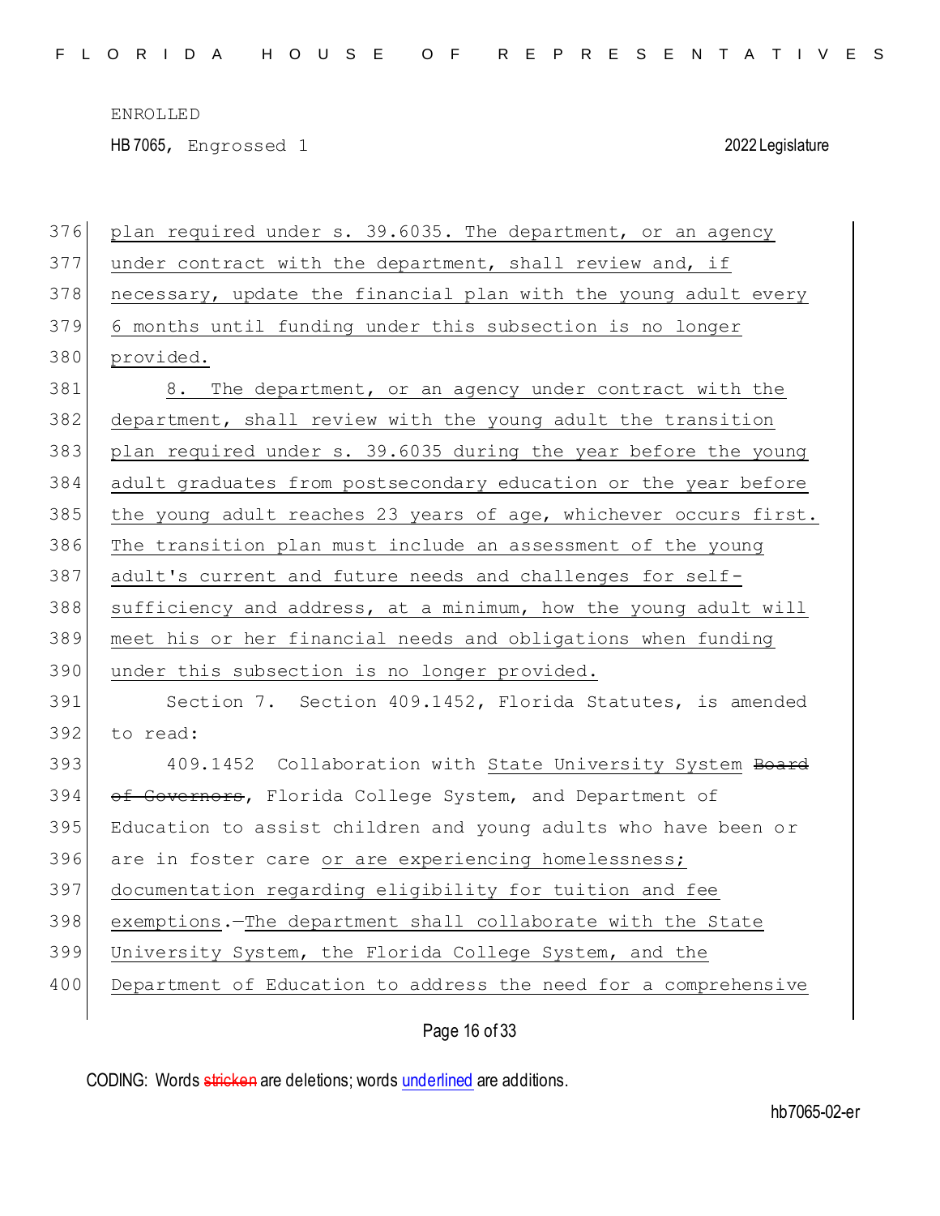plan required under s. 39.6035. The department, or an agency under contract with the department, shall review and, if necessary, update the financial plan with the young adult every 6 months until funding under this subsection is no longer provided.

8. The department, or an agency under contract with the department, shall review with the young adult the transition plan required under s. 39.6035 during the year before the young adult graduates from postsecondary education or the year before the young adult reaches 23 years of age, whichever occurs first. The transition plan must include an assessment of the young adult's current and future needs and challenges for self-sufficiency and address, at a minimum, how the young adult will meet his or her financial needs and obligations when funding under this subsection is no longer provided.

Section 7. Section 409.1452, Florida Statutes, is amended to read:

409.1452 Collaboration with State University System ~~Board of Governors~~, Florida College System, and Department of Education to assist children and young adults who have been or are in foster care or are experiencing homelessness; documentation regarding eligibility for tuition and fee exemptions.—The department shall collaborate with the State University System, the Florida College System, and the Department of Education to address the need for a comprehensive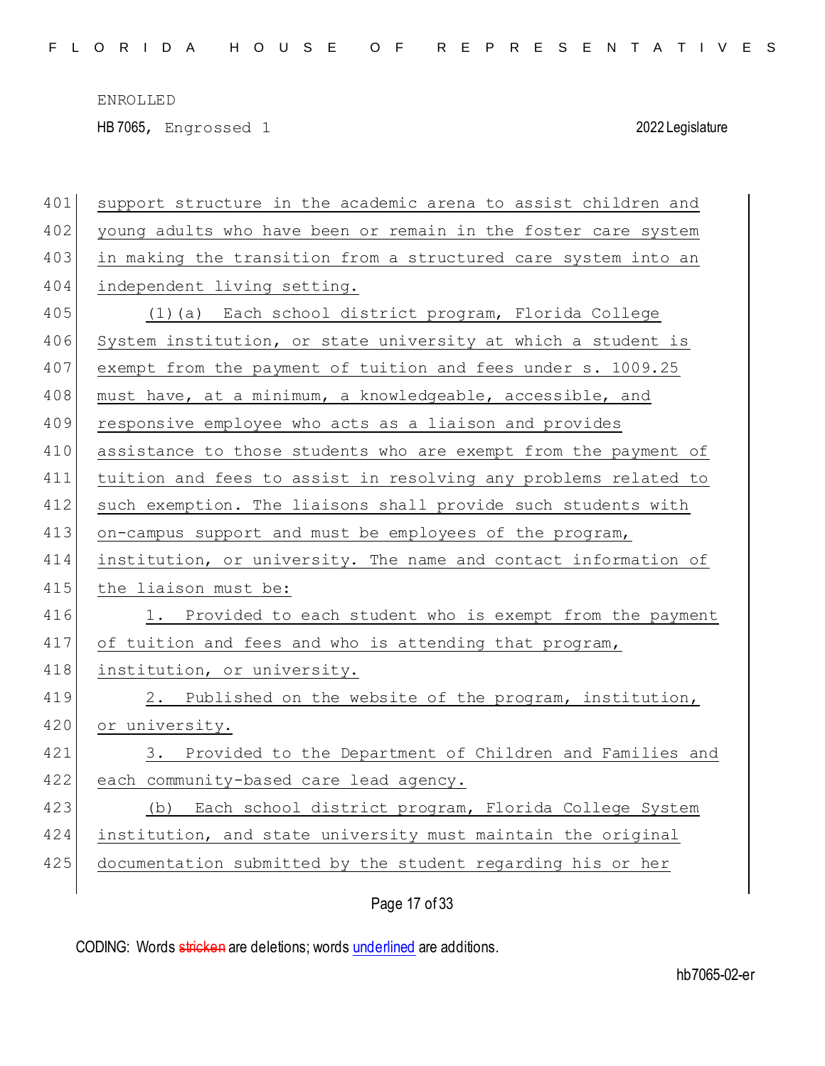support structure in the academic arena to assist children and young adults who have been or remain in the foster care system in making the transition from a structured care system into an independent living setting.

(1)(a) Each school district program, Florida College System institution, or state university at which a student is exempt from the payment of tuition and fees under s. 1009.25 must have, at a minimum, a knowledgeable, accessible, and responsive employee who acts as a liaison and provides assistance to those students who are exempt from the payment of tuition and fees to assist in resolving any problems related to such exemption. The liaisons shall provide such students with on-campus support and must be employees of the program, institution, or university. The name and contact information of the liaison must be:

1. Provided to each student who is exempt from the payment of tuition and fees and who is attending that program, institution, or university.

2. Published on the website of the program, institution, or university.

3. Provided to the Department of Children and Families and each community-based care lead agency.

(b) Each school district program, Florida College System institution, and state university must maintain the original documentation submitted by the student regarding his or her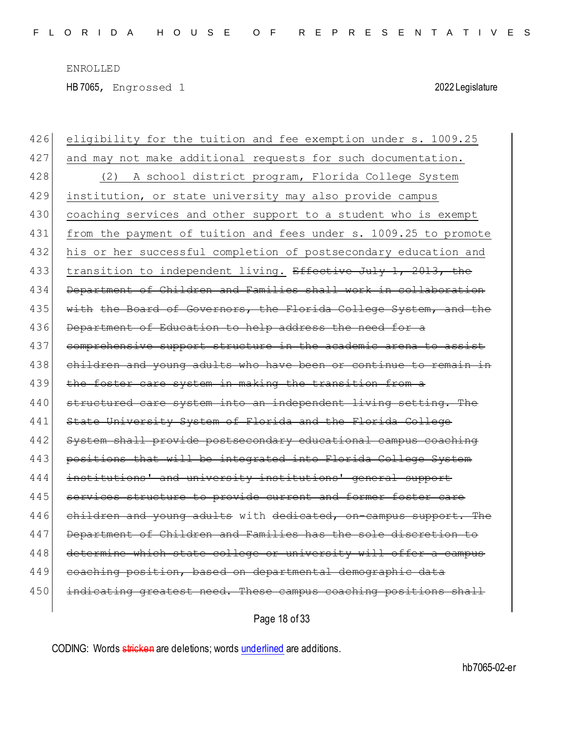eligibility for the tuition and fee exemption under s. 1009.25 and may not make additional requests for such documentation.

(2) A school district program, Florida College System institution, or state university may also provide campus coaching services and other support to a student who is exempt from the payment of tuition and fees under s. 1009.25 to promote his or her successful completion of postsecondary education and transition to independent living. ~~Effective July 1, 2013, the Department of Children and Families shall work in collaboration with the Board of Governors, the Florida College System, and the Department of Education to help address the need for a comprehensive support structure in the academic arena to assist children and young adults who have been or continue to remain in the foster care system in making the transition from a structured care system into an independent living setting. The State University System of Florida and the Florida College System shall provide postsecondary educational campus coaching positions that will be integrated into Florida College System institutions' and university institutions' general support services structure to provide current and former foster care children and young adults~~ with ~~dedicated, on-campus support. The Department of Children and Families has the sole discretion to determine which state college or university will offer a campus coaching position, based on departmental demographic data indicating greatest need. These campus coaching positions shall~~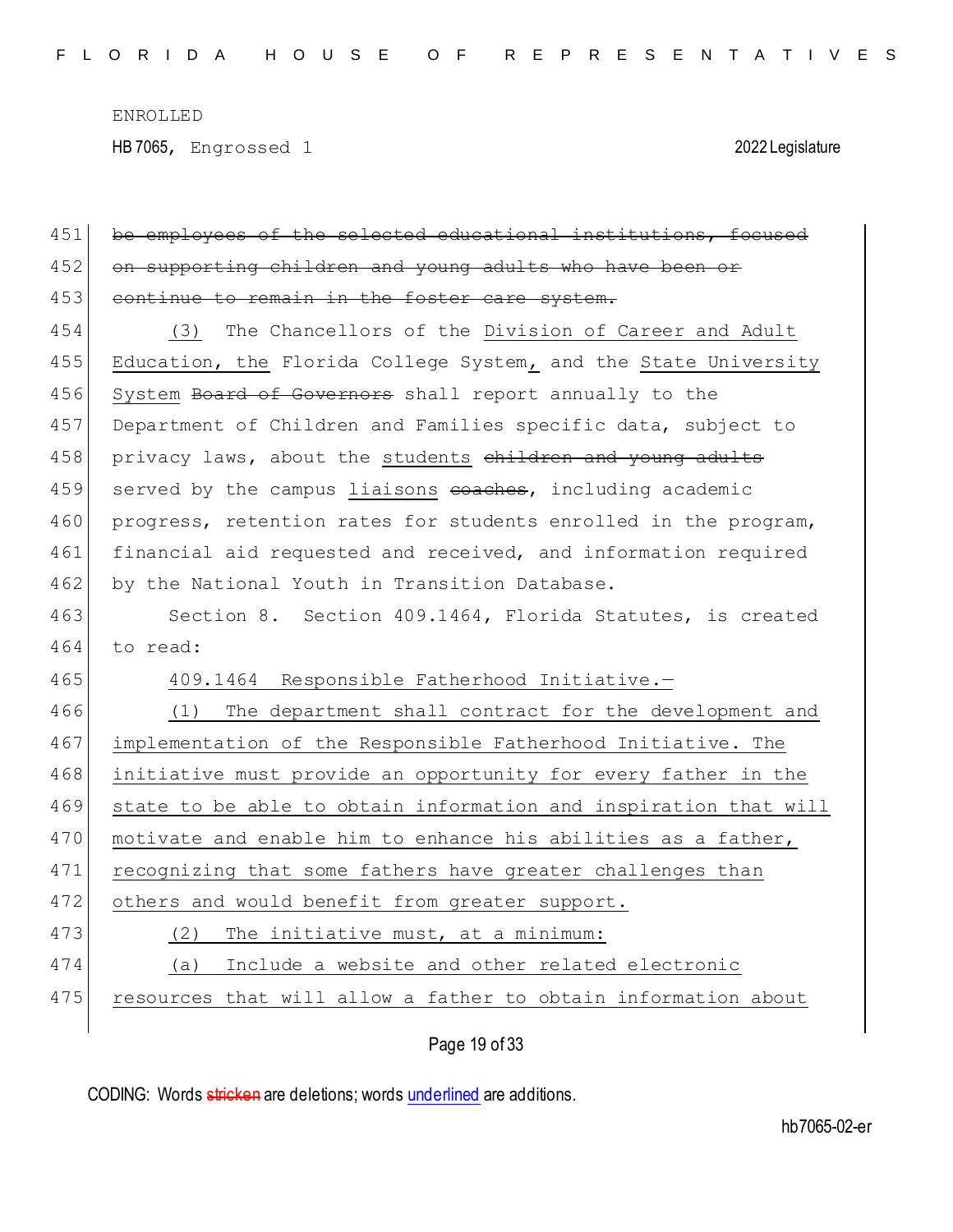~~be employees of the selected educational institutions, focused on supporting children and young adults who have been or continue to remain in the foster care system.~~

(3) The Chancellors of the Division of Career and Adult Education, the Florida College System, and the State University System ~~Board of Governors~~ shall report annually to the Department of Children and Families specific data, subject to privacy laws, about the students ~~children and young adults~~ served by the campus liaisons ~~coaches~~, including academic progress, retention rates for students enrolled in the program, financial aid requested and received, and information required by the National Youth in Transition Database.

Section 8. Section 409.1464, Florida Statutes, is created to read:

409.1464 Responsible Fatherhood Initiative.—

(1) The department shall contract for the development and implementation of the Responsible Fatherhood Initiative. The initiative must provide an opportunity for every father in the state to be able to obtain information and inspiration that will motivate and enable him to enhance his abilities as a father, recognizing that some fathers have greater challenges than others and would benefit from greater support.

(2) The initiative must, at a minimum:

(a) Include a website and other related electronic resources that will allow a father to obtain information about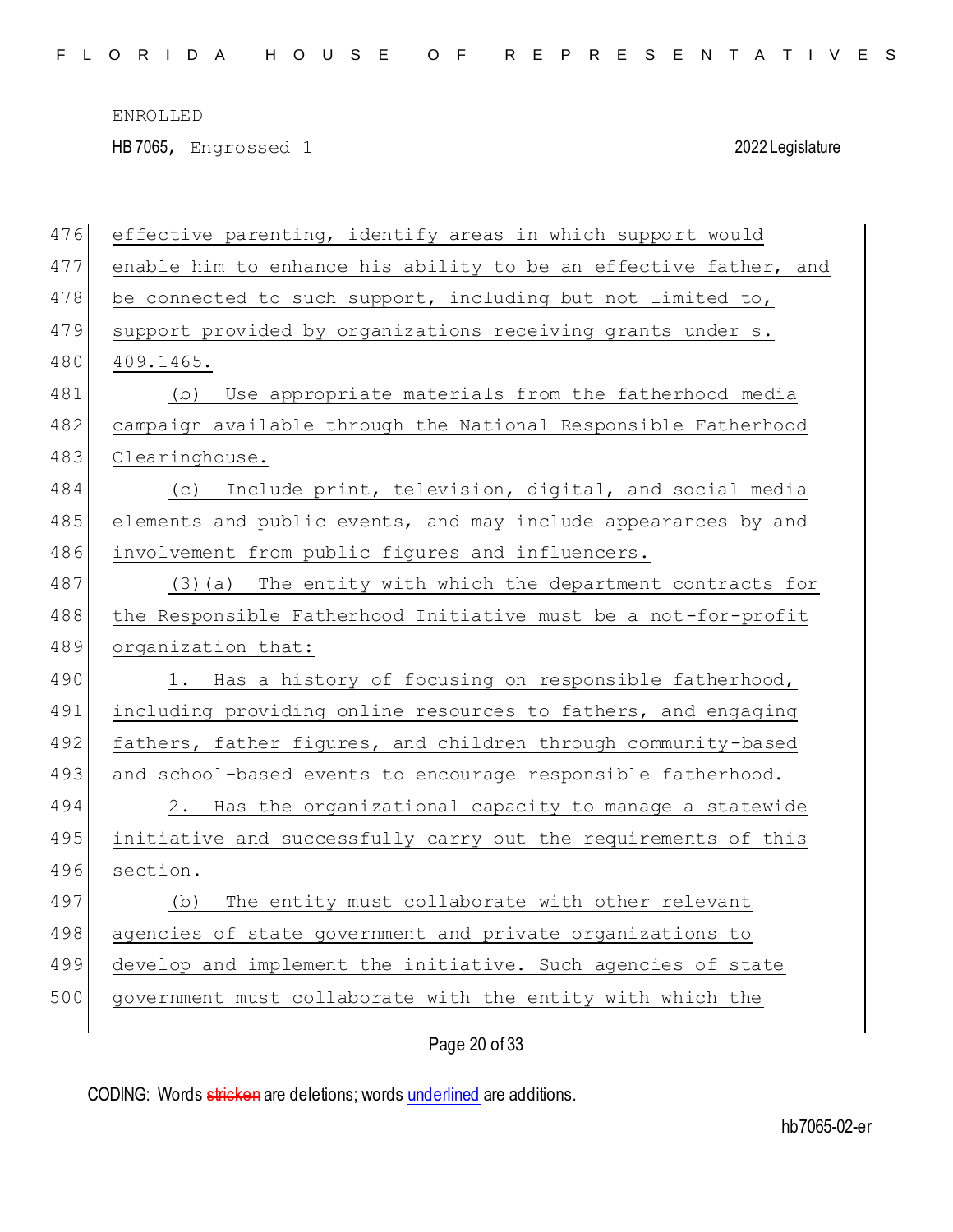effective parenting, identify areas in which support would enable him to enhance his ability to be an effective father, and be connected to such support, including but not limited to, support provided by organizations receiving grants under s. 409.1465.

(b) Use appropriate materials from the fatherhood media campaign available through the National Responsible Fatherhood Clearinghouse.

(c) Include print, television, digital, and social media elements and public events, and may include appearances by and involvement from public figures and influencers.

(3)(a) The entity with which the department contracts for the Responsible Fatherhood Initiative must be a not-for-profit organization that:

1. Has a history of focusing on responsible fatherhood, including providing online resources to fathers, and engaging fathers, father figures, and children through community-based and school-based events to encourage responsible fatherhood.

2. Has the organizational capacity to manage a statewide initiative and successfully carry out the requirements of this section.

(b) The entity must collaborate with other relevant agencies of state government and private organizations to develop and implement the initiative. Such agencies of state government must collaborate with the entity with which the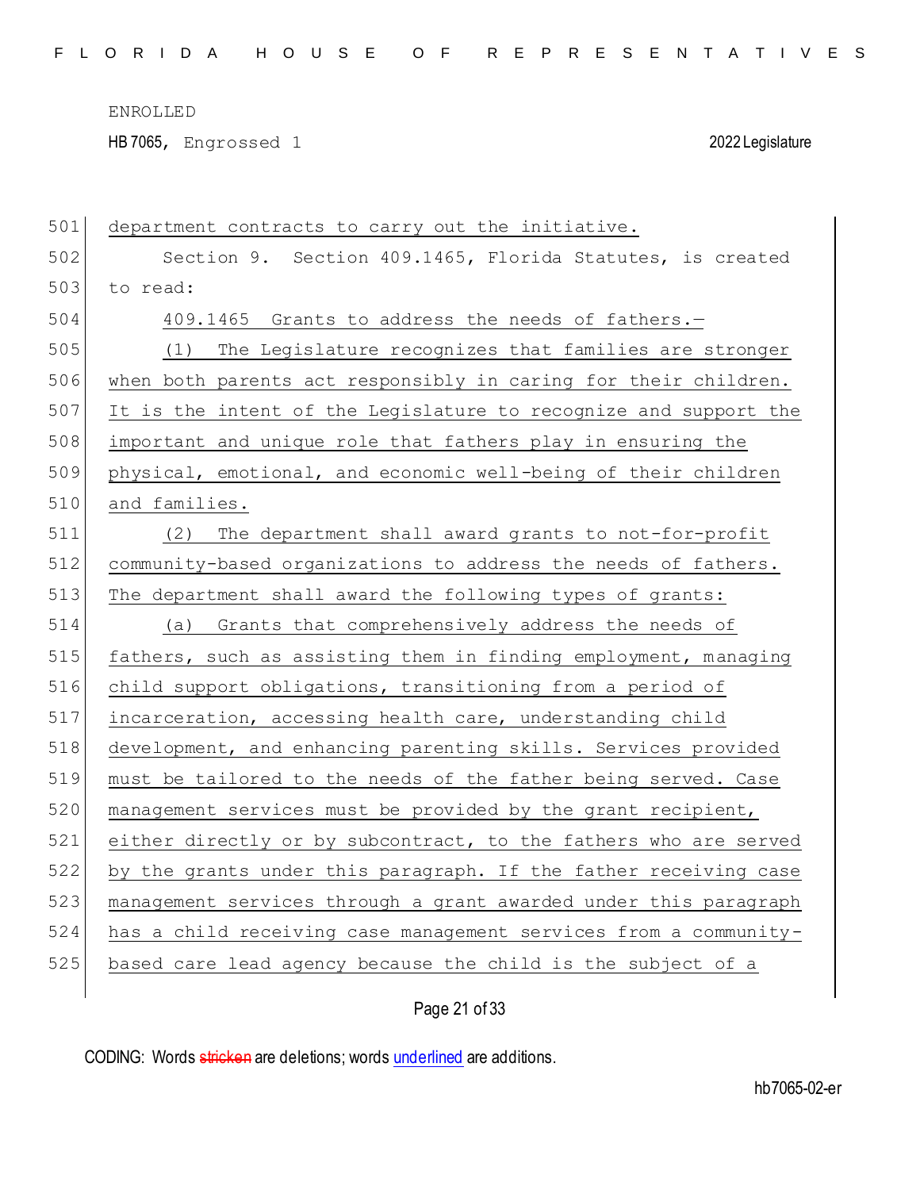department contracts to carry out the initiative.

Section 9. Section 409.1465, Florida Statutes, is created to read:

409.1465 Grants to address the needs of fathers.—

(1) The Legislature recognizes that families are stronger when both parents act responsibly in caring for their children. It is the intent of the Legislature to recognize and support the important and unique role that fathers play in ensuring the physical, emotional, and economic well-being of their children and families.

(2) The department shall award grants to not-for-profit community-based organizations to address the needs of fathers. The department shall award the following types of grants:

(a) Grants that comprehensively address the needs of fathers, such as assisting them in finding employment, managing child support obligations, transitioning from a period of incarceration, accessing health care, understanding child development, and enhancing parenting skills. Services provided must be tailored to the needs of the father being served. Case management services must be provided by the grant recipient, either directly or by subcontract, to the fathers who are served by the grants under this paragraph. If the father receiving case management services through a grant awarded under this paragraph has a child receiving case management services from a community-based care lead agency because the child is the subject of a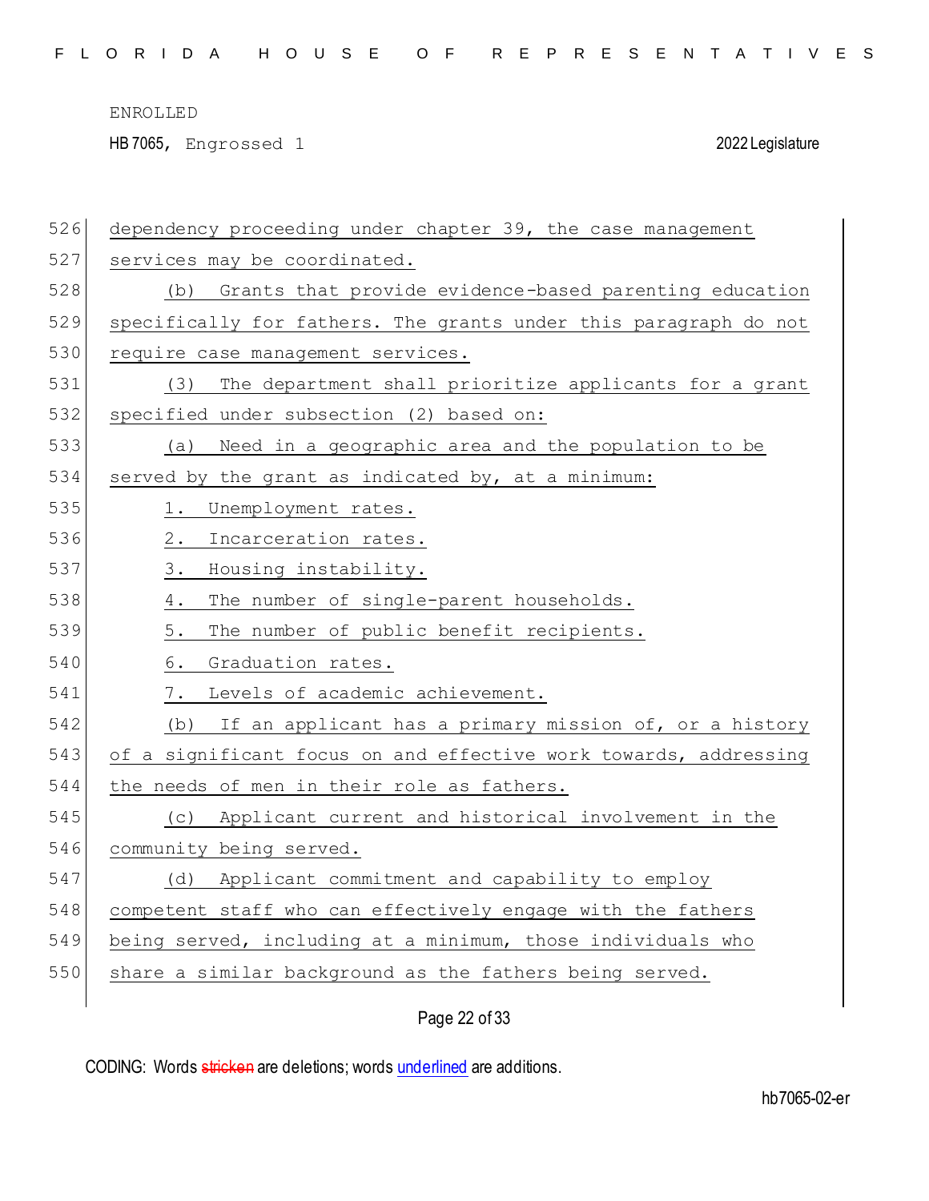dependency proceeding under chapter 39, the case management services may be coordinated.

(b) Grants that provide evidence-based parenting education specifically for fathers. The grants under this paragraph do not require case management services.

(3) The department shall prioritize applicants for a grant specified under subsection (2) based on:

(a) Need in a geographic area and the population to be served by the grant as indicated by, at a minimum:

1. Unemployment rates.
2. Incarceration rates.
3. Housing instability.
4. The number of single-parent households.
5. The number of public benefit recipients.
6. Graduation rates.
7. Levels of academic achievement.

(b) If an applicant has a primary mission of, or a history of a significant focus on and effective work towards, addressing the needs of men in their role as fathers.

(c) Applicant current and historical involvement in the community being served.

(d) Applicant commitment and capability to employ competent staff who can effectively engage with the fathers being served, including at a minimum, those individuals who share a similar background as the fathers being served.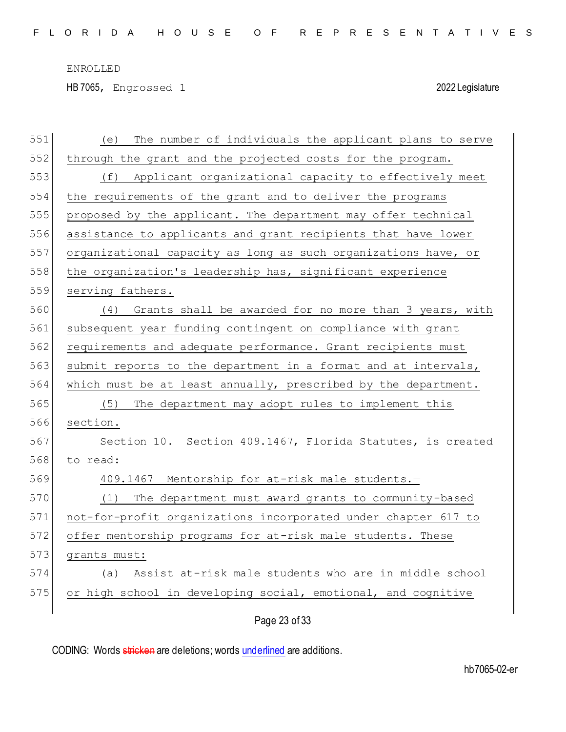(e) The number of individuals the applicant plans to serve through the grant and the projected costs for the program.

(f) Applicant organizational capacity to effectively meet the requirements of the grant and to deliver the programs proposed by the applicant. The department may offer technical assistance to applicants and grant recipients that have lower organizational capacity as long as such organizations have, or the organization's leadership has, significant experience serving fathers.

(4) Grants shall be awarded for no more than 3 years, with subsequent year funding contingent on compliance with grant requirements and adequate performance. Grant recipients must submit reports to the department in a format and at intervals, which must be at least annually, prescribed by the department.

(5) The department may adopt rules to implement this section.

Section 10. Section 409.1467, Florida Statutes, is created to read:

409.1467 Mentorship for at-risk male students.—

(1) The department must award grants to community-based not-for-profit organizations incorporated under chapter 617 to offer mentorship programs for at-risk male students. These grants must:

(a) Assist at-risk male students who are in middle school or high school in developing social, emotional, and cognitive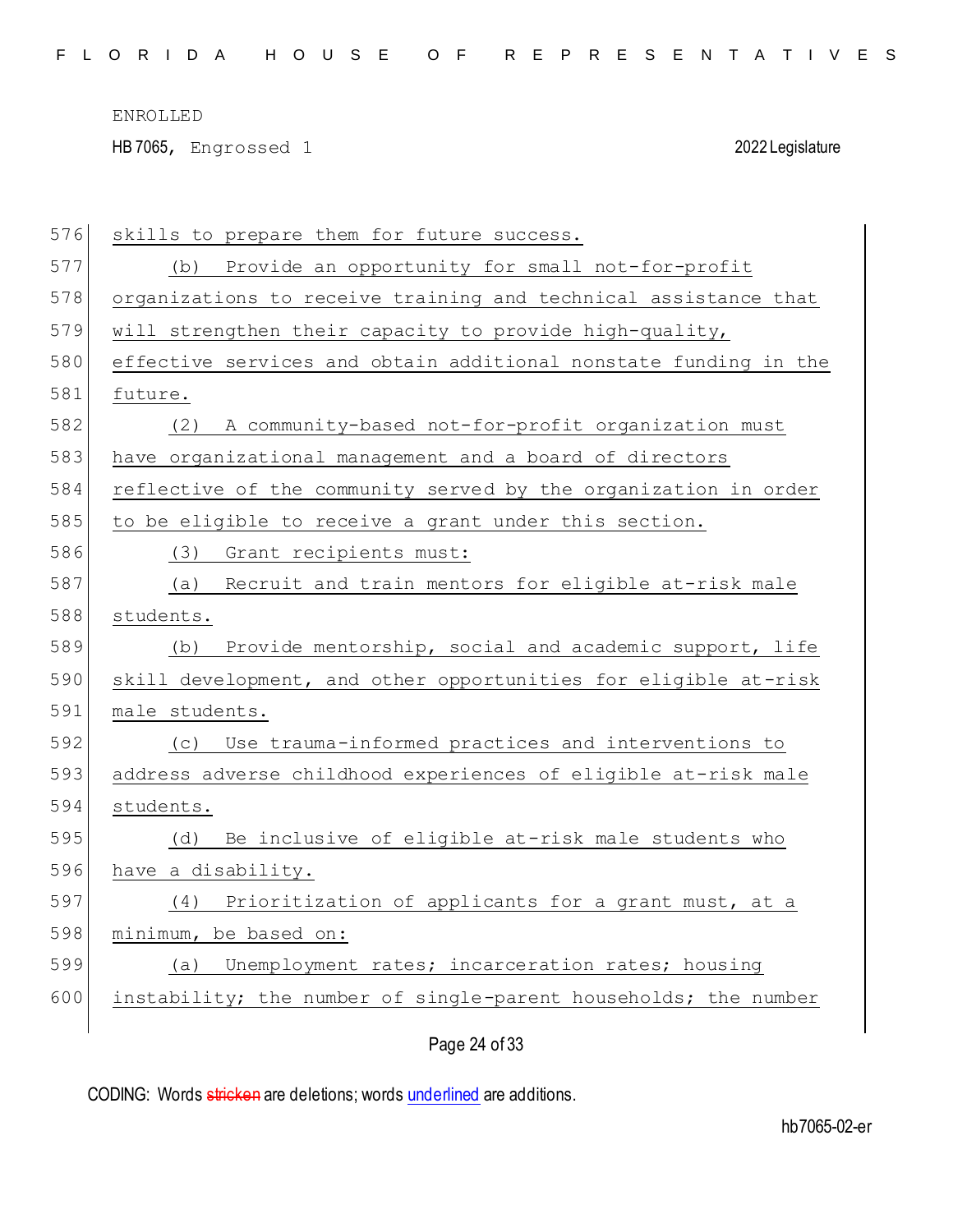skills to prepare them for future success.

(b) Provide an opportunity for small not-for-profit organizations to receive training and technical assistance that will strengthen their capacity to provide high-quality, effective services and obtain additional nonstate funding in the future.

(2) A community-based not-for-profit organization must have organizational management and a board of directors reflective of the community served by the organization in order to be eligible to receive a grant under this section.

(3) Grant recipients must:

(a) Recruit and train mentors for eligible at-risk male students.

(b) Provide mentorship, social and academic support, life skill development, and other opportunities for eligible at-risk male students.

(c) Use trauma-informed practices and interventions to address adverse childhood experiences of eligible at-risk male students.

(d) Be inclusive of eligible at-risk male students who have a disability.

(4) Prioritization of applicants for a grant must, at a minimum, be based on:

(a) Unemployment rates; incarceration rates; housing instability; the number of single-parent households; the number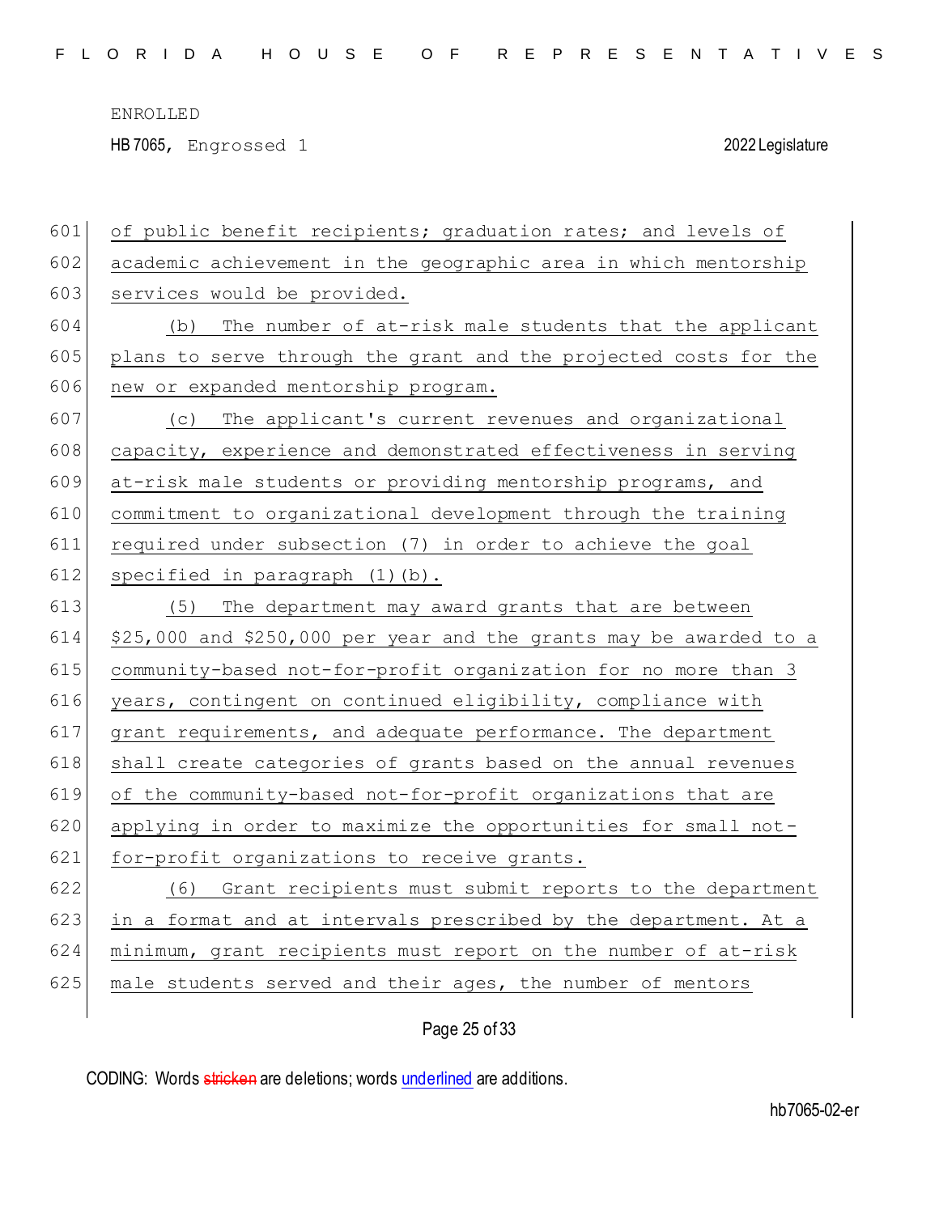of public benefit recipients; graduation rates; and levels of academic achievement in the geographic area in which mentorship services would be provided.

(b) The number of at-risk male students that the applicant plans to serve through the grant and the projected costs for the new or expanded mentorship program.

(c) The applicant's current revenues and organizational capacity, experience and demonstrated effectiveness in serving at-risk male students or providing mentorship programs, and commitment to organizational development through the training required under subsection (7) in order to achieve the goal specified in paragraph (1)(b).

(5) The department may award grants that are between $25,000 and $250,000 per year and the grants may be awarded to a community-based not-for-profit organization for no more than 3 years, contingent on continued eligibility, compliance with grant requirements, and adequate performance. The department shall create categories of grants based on the annual revenues of the community-based not-for-profit organizations that are applying in order to maximize the opportunities for small not-for-profit organizations to receive grants.

(6) Grant recipients must submit reports to the department in a format and at intervals prescribed by the department. At a minimum, grant recipients must report on the number of at-risk male students served and their ages, the number of mentors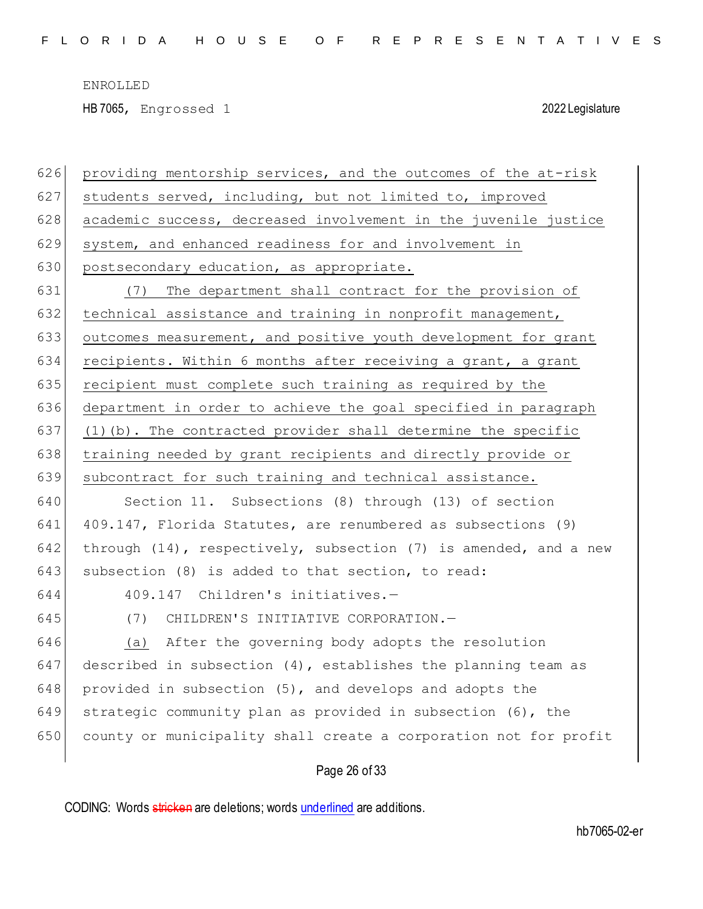providing mentorship services, and the outcomes of the at-risk students served, including, but not limited to, improved academic success, decreased involvement in the juvenile justice system, and enhanced readiness for and involvement in postsecondary education, as appropriate.

(7) The department shall contract for the provision of technical assistance and training in nonprofit management, outcomes measurement, and positive youth development for grant recipients. Within 6 months after receiving a grant, a grant recipient must complete such training as required by the department in order to achieve the goal specified in paragraph (1)(b). The contracted provider shall determine the specific training needed by grant recipients and directly provide or subcontract for such training and technical assistance.

Section 11. Subsections (8) through (13) of section 409.147, Florida Statutes, are renumbered as subsections (9) through (14), respectively, subsection (7) is amended, and a new subsection (8) is added to that section, to read:

409.147 Children's initiatives.—

(7) CHILDREN'S INITIATIVE CORPORATION.—

(a) After the governing body adopts the resolution described in subsection (4), establishes the planning team as provided in subsection (5), and develops and adopts the strategic community plan as provided in subsection (6), the county or municipality shall create a corporation not for profit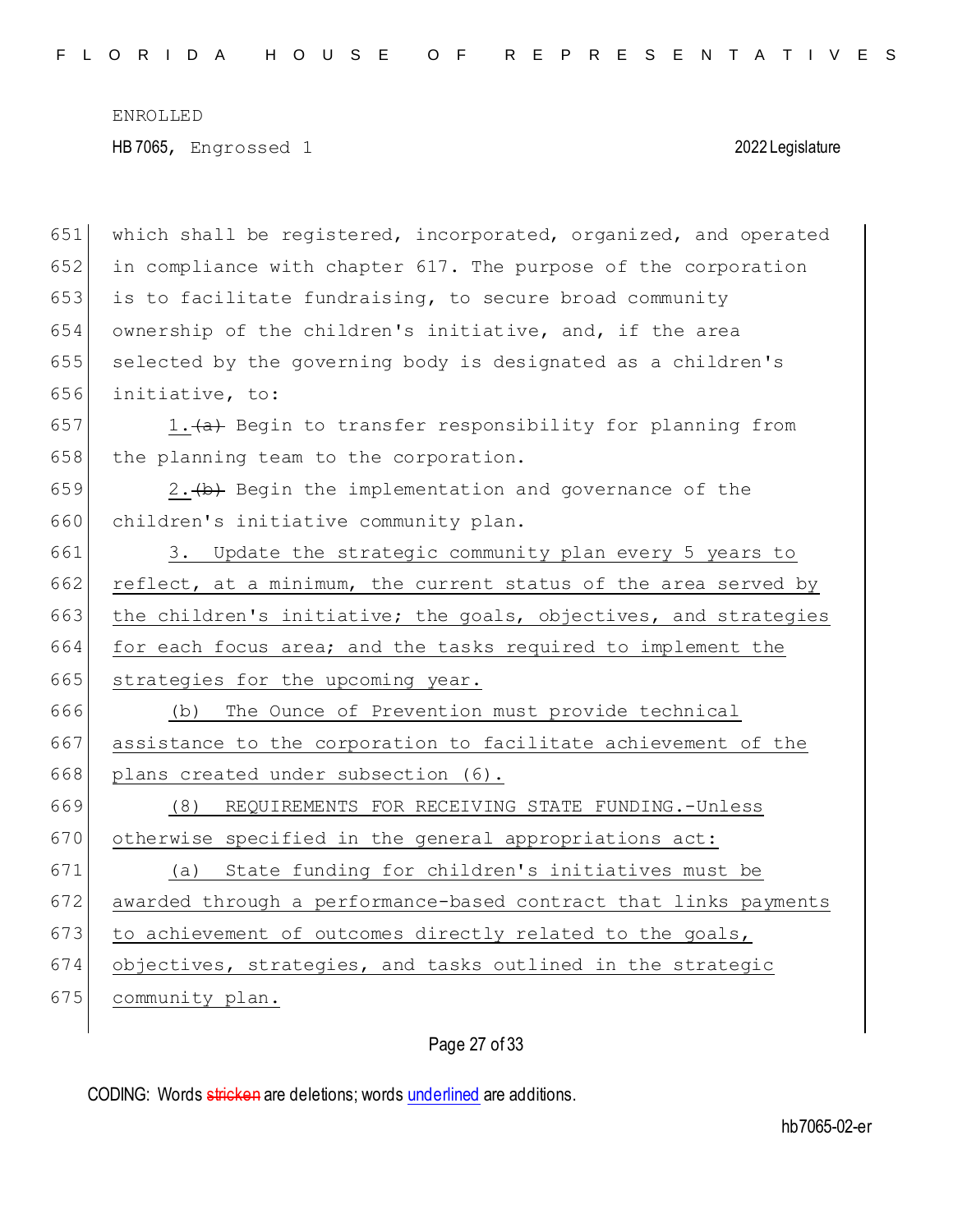which shall be registered, incorporated, organized, and operated in compliance with chapter 617. The purpose of the corporation is to facilitate fundraising, to secure broad community ownership of the children's initiative, and, if the area selected by the governing body is designated as a children's initiative, to:

1. ~~(a)~~ Begin to transfer responsibility for planning from the planning team to the corporation.

2. ~~(b)~~ Begin the implementation and governance of the children's initiative community plan.

<u>3. Update the strategic community plan every 5 years to reflect, at a minimum, the current status of the area served by the children's initiative; the goals, objectives, and strategies for each focus area; and the tasks required to implement the strategies for the upcoming year.</u>

<u>(b) The Ounce of Prevention must provide technical assistance to the corporation to facilitate achievement of the plans created under subsection (6).</u>

<u>(8) REQUIREMENTS FOR RECEIVING STATE FUNDING.-Unless otherwise specified in the general appropriations act:</u>

<u>(a) State funding for children's initiatives must be awarded through a performance-based contract that links payments to achievement of outcomes directly related to the goals, objectives, strategies, and tasks outlined in the strategic community plan.</u>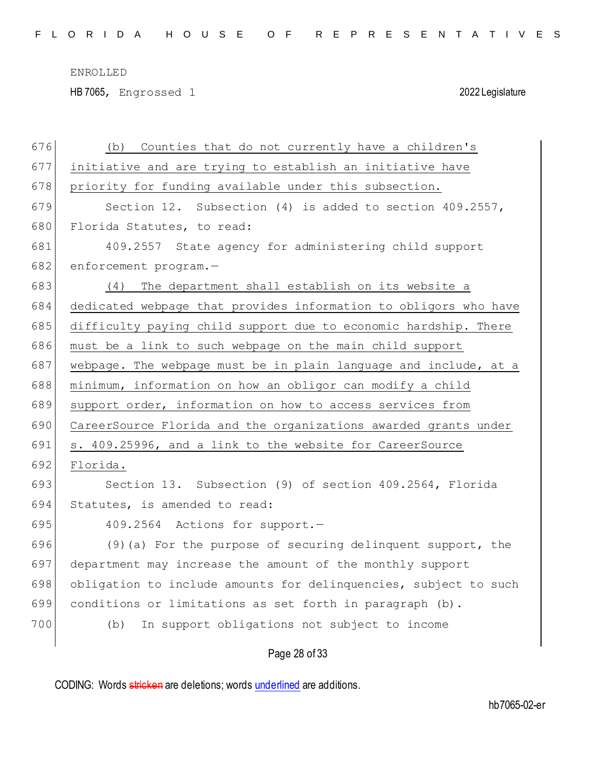(b) Counties that do not currently have a children's initiative and are trying to establish an initiative have priority for funding available under this subsection.

Section 12. Subsection (4) is added to section 409.2557, Florida Statutes, to read:

409.2557 State agency for administering child support enforcement program.—

(4) The department shall establish on its website a dedicated webpage that provides information to obligors who have difficulty paying child support due to economic hardship. There must be a link to such webpage on the main child support webpage. The webpage must be in plain language and include, at a minimum, information on how an obligor can modify a child support order, information on how to access services from CareerSource Florida and the organizations awarded grants under s. 409.25996, and a link to the website for CareerSource Florida.

Section 13. Subsection (9) of section 409.2564, Florida Statutes, is amended to read:

409.2564 Actions for support.—

(9)(a) For the purpose of securing delinquent support, the department may increase the amount of the monthly support obligation to include amounts for delinquencies, subject to such conditions or limitations as set forth in paragraph (b).

(b) In support obligations not subject to income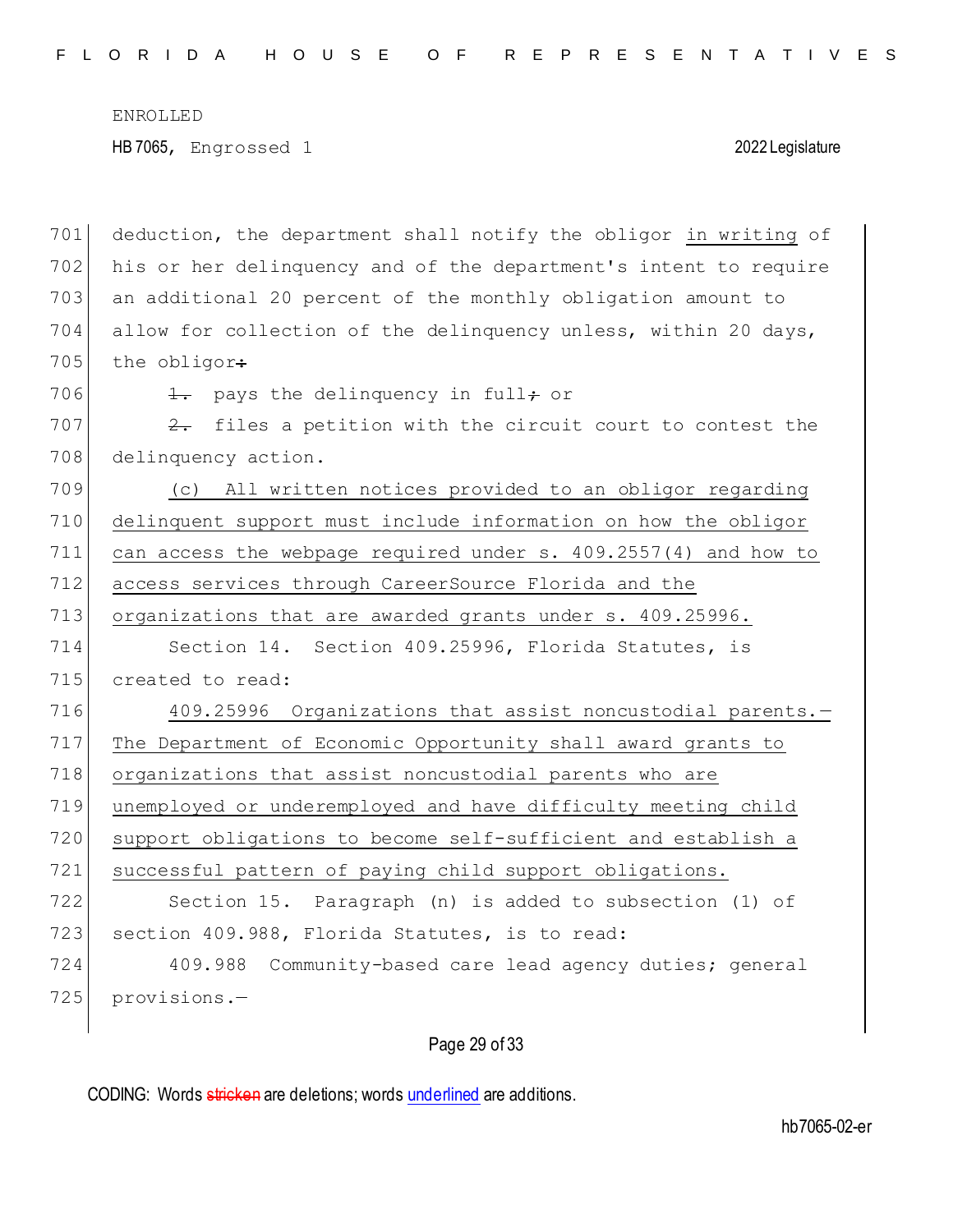deduction, the department shall notify the obligor in writing of his or her delinquency and of the department's intent to require an additional 20 percent of the monthly obligation amount to allow for collection of the delinquency unless, within 20 days, the obligor:

~~1.~~ pays the delinquency in full~~;~~ or

~~2.~~ files a petition with the circuit court to contest the delinquency action.

(c) All written notices provided to an obligor regarding delinquent support must include information on how the obligor can access the webpage required under s. 409.2557(4) and how to access services through CareerSource Florida and the organizations that are awarded grants under s. 409.25996.

Section 14. Section 409.25996, Florida Statutes, is created to read:

409.25996 Organizations that assist noncustodial parents.—The Department of Economic Opportunity shall award grants to organizations that assist noncustodial parents who are unemployed or underemployed and have difficulty meeting child support obligations to become self-sufficient and establish a successful pattern of paying child support obligations.

Section 15. Paragraph (n) is added to subsection (1) of section 409.988, Florida Statutes, is to read:

409.988 Community-based care lead agency duties; general provisions.—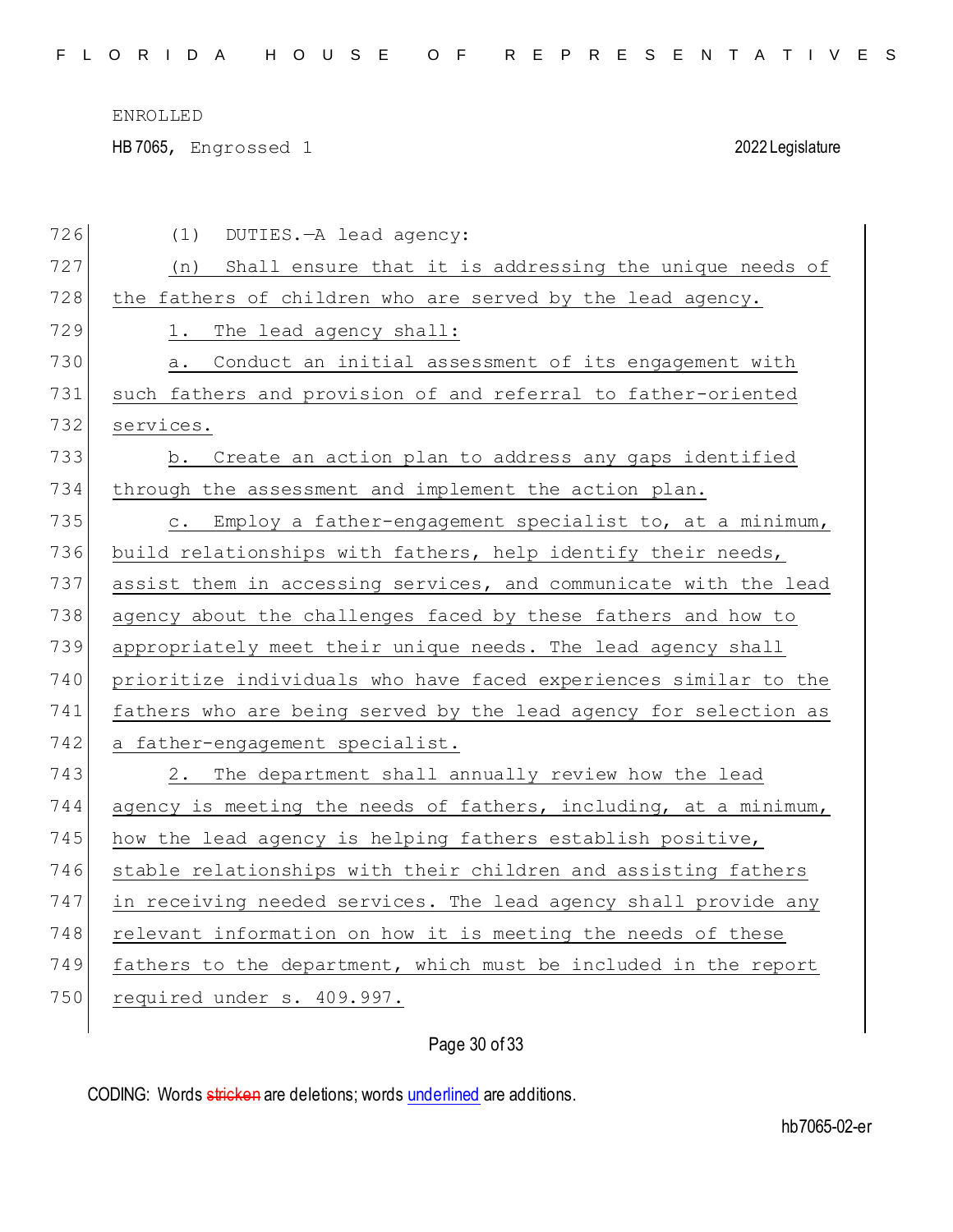(1) DUTIES.—A lead agency:

(n) Shall ensure that it is addressing the unique needs of the fathers of children who are served by the lead agency.

1. The lead agency shall:

a. Conduct an initial assessment of its engagement with such fathers and provision of and referral to father-oriented services.

b. Create an action plan to address any gaps identified through the assessment and implement the action plan.

c. Employ a father-engagement specialist to, at a minimum, build relationships with fathers, help identify their needs, assist them in accessing services, and communicate with the lead agency about the challenges faced by these fathers and how to appropriately meet their unique needs. The lead agency shall prioritize individuals who have faced experiences similar to the fathers who are being served by the lead agency for selection as a father-engagement specialist.

2. The department shall annually review how the lead agency is meeting the needs of fathers, including, at a minimum, how the lead agency is helping fathers establish positive, stable relationships with their children and assisting fathers in receiving needed services. The lead agency shall provide any relevant information on how it is meeting the needs of these fathers to the department, which must be included in the report required under s. 409.997.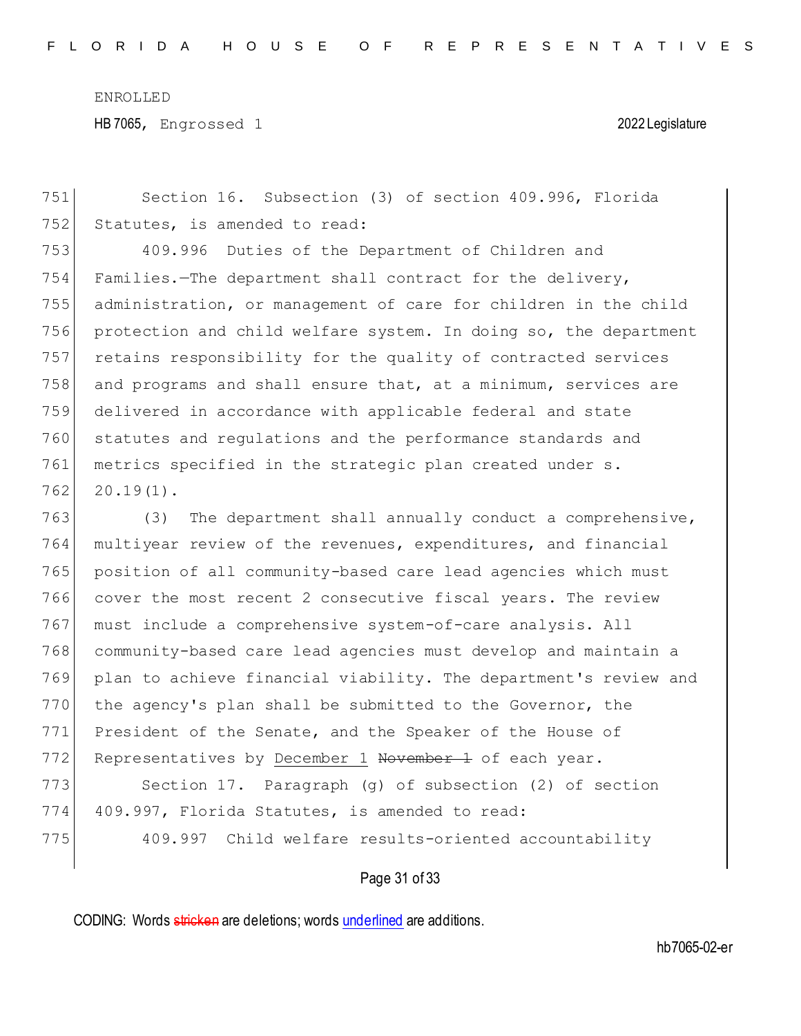Section 16. Subsection (3) of section 409.996, Florida Statutes, is amended to read:

409.996 Duties of the Department of Children and Families.—The department shall contract for the delivery, administration, or management of care for children in the child protection and child welfare system. In doing so, the department retains responsibility for the quality of contracted services and programs and shall ensure that, at a minimum, services are delivered in accordance with applicable federal and state statutes and regulations and the performance standards and metrics specified in the strategic plan created under s. 20.19(1).

(3) The department shall annually conduct a comprehensive, multiyear review of the revenues, expenditures, and financial position of all community-based care lead agencies which must cover the most recent 2 consecutive fiscal years. The review must include a comprehensive system-of-care analysis. All community-based care lead agencies must develop and maintain a plan to achieve financial viability. The department's review and the agency's plan shall be submitted to the Governor, the President of the Senate, and the Speaker of the House of Representatives by <u>December 1</u> ~~November 1~~ of each year.

Section 17. Paragraph (g) of subsection (2) of section 409.997, Florida Statutes, is amended to read:

409.997 Child welfare results-oriented accountability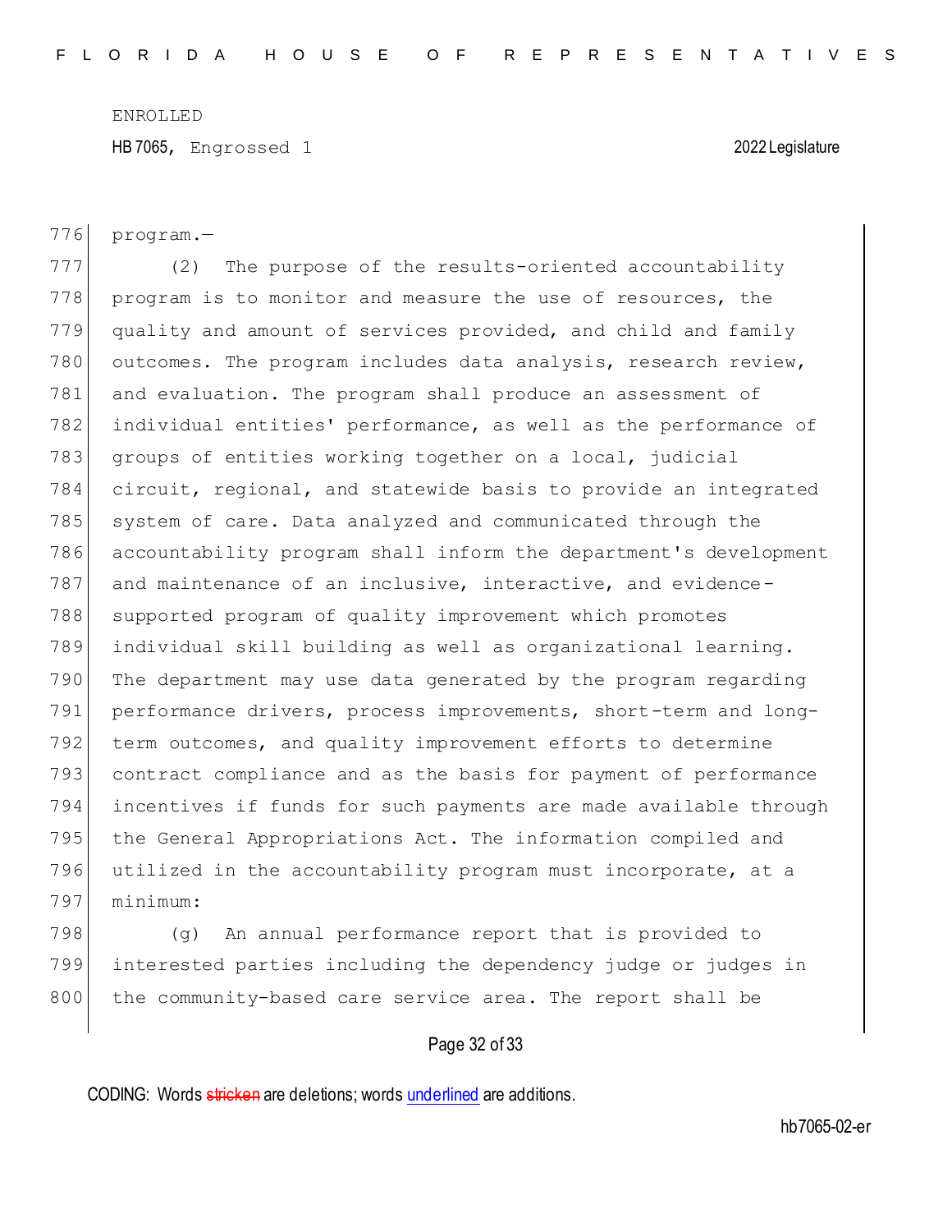program.—

(2) The purpose of the results-oriented accountability program is to monitor and measure the use of resources, the quality and amount of services provided, and child and family outcomes. The program includes data analysis, research review, and evaluation. The program shall produce an assessment of individual entities' performance, as well as the performance of groups of entities working together on a local, judicial circuit, regional, and statewide basis to provide an integrated system of care. Data analyzed and communicated through the accountability program shall inform the department's development and maintenance of an inclusive, interactive, and evidence-supported program of quality improvement which promotes individual skill building as well as organizational learning. The department may use data generated by the program regarding performance drivers, process improvements, short-term and long-term outcomes, and quality improvement efforts to determine contract compliance and as the basis for payment of performance incentives if funds for such payments are made available through the General Appropriations Act. The information compiled and utilized in the accountability program must incorporate, at a minimum:

(g) An annual performance report that is provided to interested parties including the dependency judge or judges in the community-based care service area. The report shall be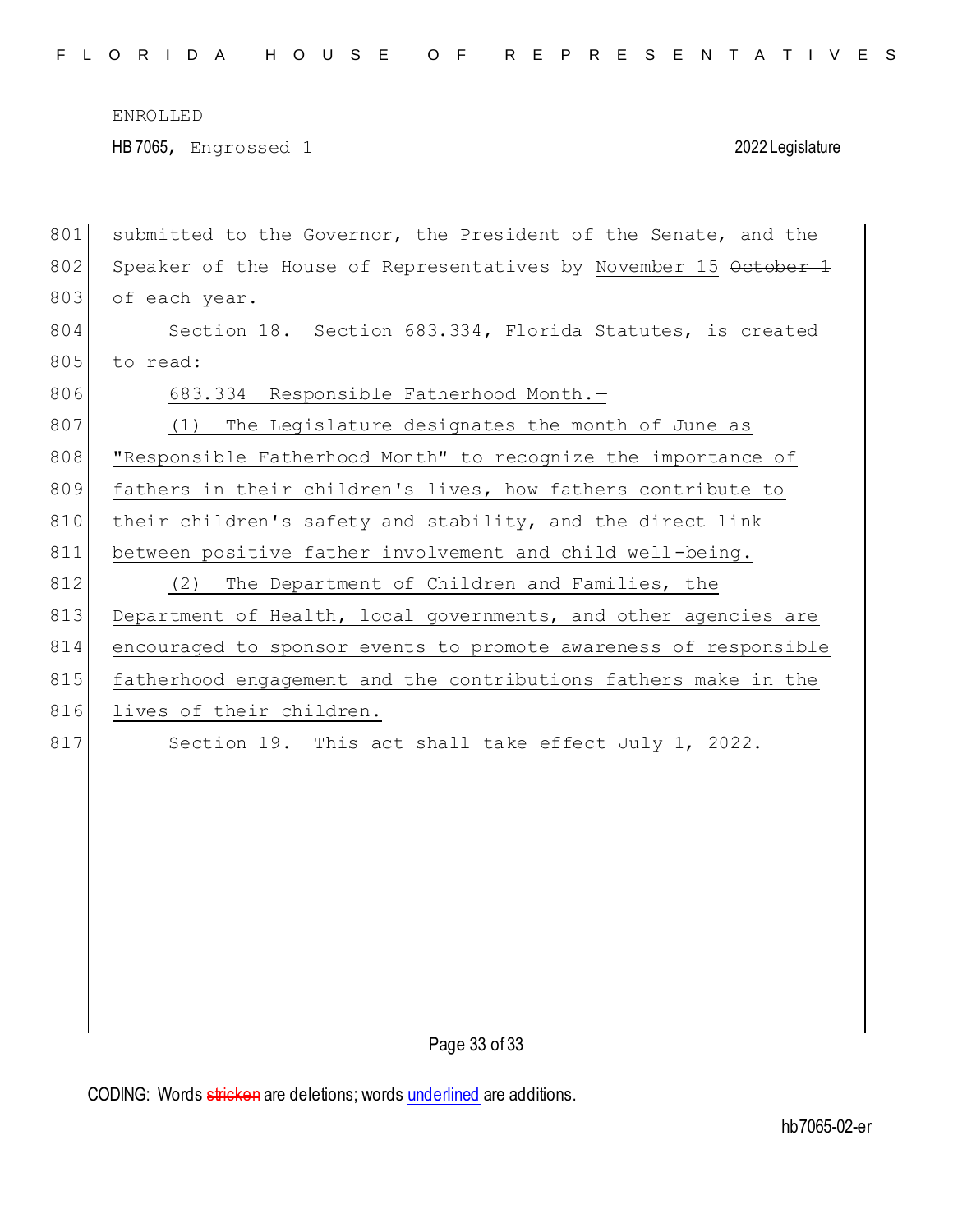ENROLLED

HB 7065, Engrossed 1 2022 Legislature

801 submitted to the Governor, the President of the Senate, and the
802 Speaker of the House of Representatives by November 15 ~~October 1~~
803 of each year.

804 Section 18. Section 683.334, Florida Statutes, is created
805 to read:

806 683.334 Responsible Fatherhood Month.—

807 (1) The Legislature designates the month of June as
808 "Responsible Fatherhood Month" to recognize the importance of
809 fathers in their children's lives, how fathers contribute to
810 their children's safety and stability, and the direct link
811 between positive father involvement and child well-being.

812 (2) The Department of Children and Families, the
813 Department of Health, local governments, and other agencies are
814 encouraged to sponsor events to promote awareness of responsible
815 fatherhood engagement and the contributions fathers make in the
816 lives of their children.

817 Section 19. This act shall take effect July 1, 2022.

CODING: Words ~~stricken~~ are deletions; words underlined are additions.

hb7065-02-er